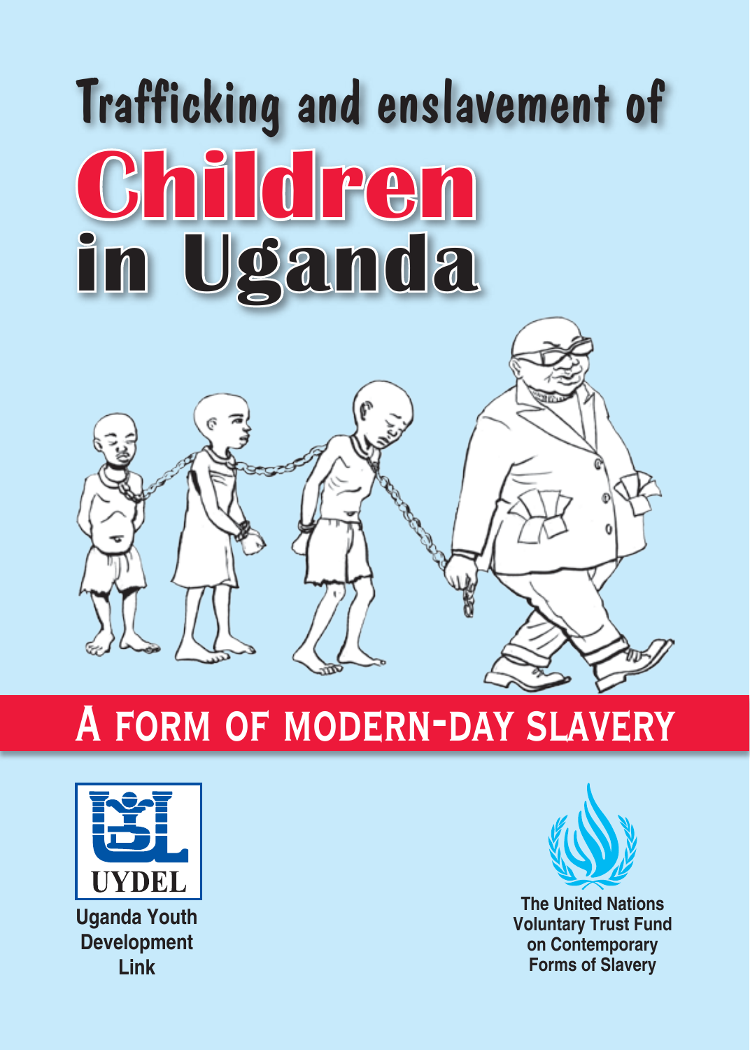# Trafficking and enslavement of Children in Uganda

## A form of modern-day slavery

UYDEL

Uganda Youth Development Link

The United Nations Voluntary Trust Fund on Contemporary Forms of Slavery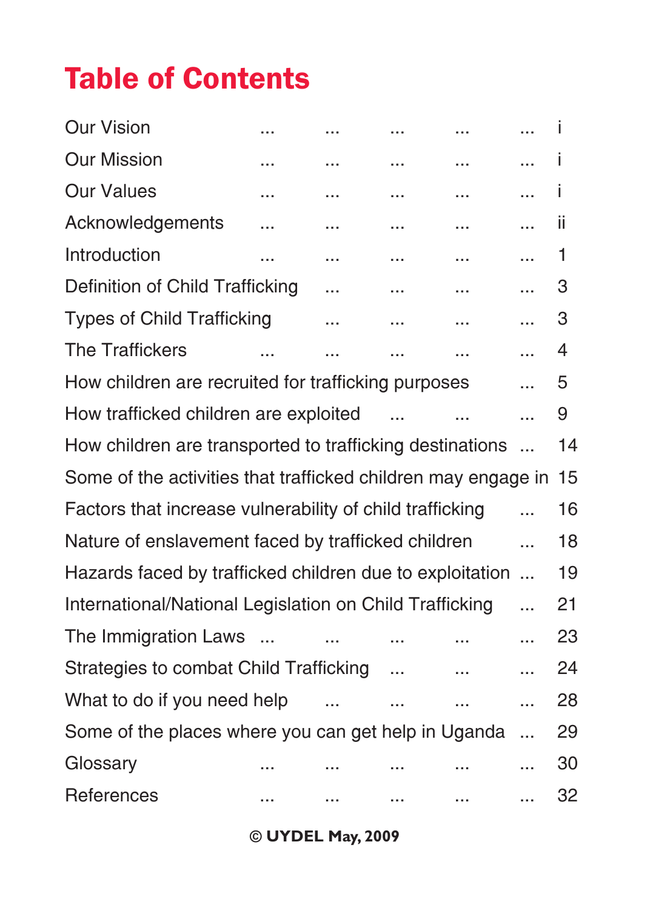# Table of Contents

| | |
|---|---|
| Our Vision | i |
| Our Mission | i |
| Our Values | i |
| Acknowledgements | ii |
| Introduction | 1 |
| Definition of Child Trafficking | 3 |
| Types of Child Trafficking | 3 |
| The Traffickers | 4 |
| How children are recruited for trafficking purposes | 5 |
| How trafficked children are exploited | 9 |
| How children are transported to trafficking destinations | 14 |
| Some of the activities that trafficked children may engage in | 15 |
| Factors that increase vulnerability of child trafficking | 16 |
| Nature of enslavement faced by trafficked children | 18 |
| Hazards faced by trafficked children due to exploitation | 19 |
| International/National Legislation on Child Trafficking | 21 |
| The Immigration Laws | 23 |
| Strategies to combat Child Trafficking | 24 |
| What to do if you need help | 28 |
| Some of the places where you can get help in Uganda | 29 |
| Glossary | 30 |
| References | 32 |

**© UYDEL May, 2009**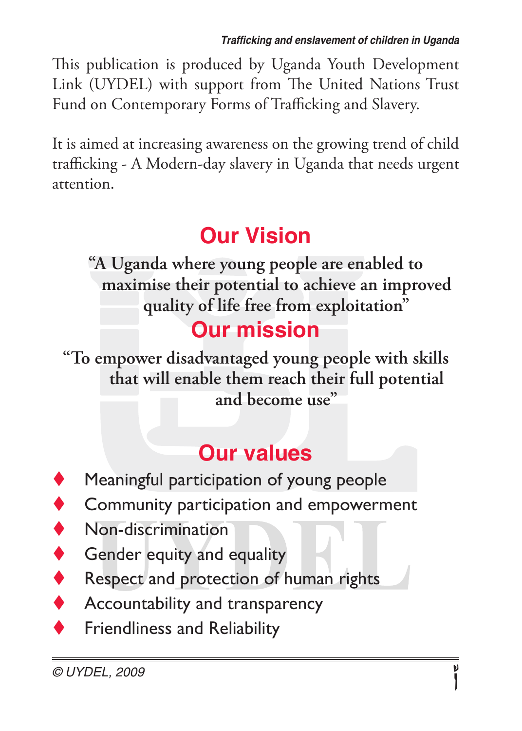This publication is produced by Uganda Youth Development Link (UYDEL) with support from The United Nations Trust Fund on Contemporary Forms of Trafficking and Slavery.

It is aimed at increasing awareness on the growing trend of child trafficking - A Modern-day slavery in Uganda that needs urgent attention.

## Our Vision

**"A Uganda where young people are enabled to maximise their potential to achieve an improved quality of life free from exploitation"**

## Our mission

**"To empower disadvantaged young people with skills that will enable them reach their full potential and become use"**

## Our values

- Meaningful participation of young people
- Community participation and empowerment
- Non-discrimination
- Gender equity and equality
- Respect and protection of human rights
- Accountability and transparency
- Friendliness and Reliability

*© UYDEL, 2009*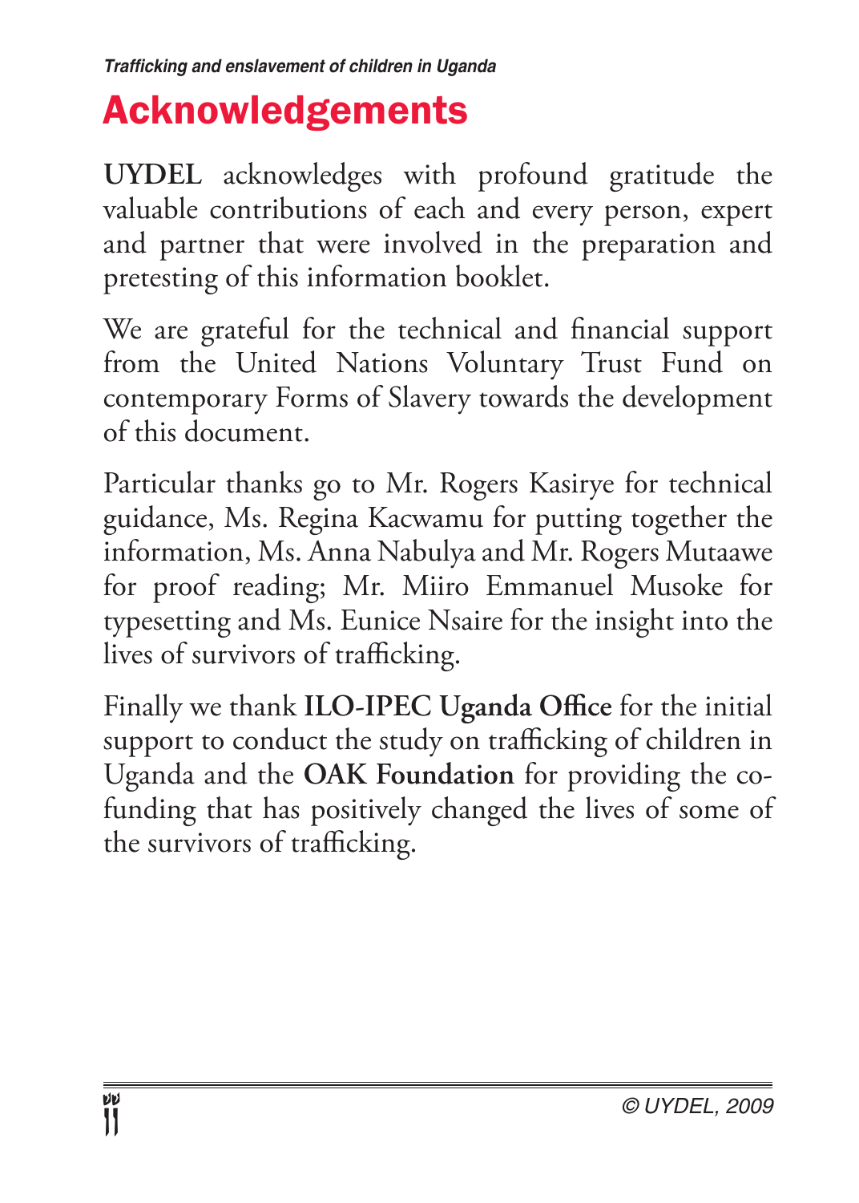# Acknowledgements

**UYDEL** acknowledges with profound gratitude the valuable contributions of each and every person, expert and partner that were involved in the preparation and pretesting of this information booklet.

We are grateful for the technical and financial support from the United Nations Voluntary Trust Fund on contemporary Forms of Slavery towards the development of this document.

Particular thanks go to Mr. Rogers Kasirye for technical guidance, Ms. Regina Kacwamu for putting together the information, Ms. Anna Nabulya and Mr. Rogers Mutaawe for proof reading; Mr. Miiro Emmanuel Musoke for typesetting and Ms. Eunice Nsaire for the insight into the lives of survivors of trafficking.

Finally we thank **ILO-IPEC Uganda Office** for the initial support to conduct the study on trafficking of children in Uganda and the **OAK Foundation** for providing the co-funding that has positively changed the lives of some of the survivors of trafficking.

© UYDEL, 2009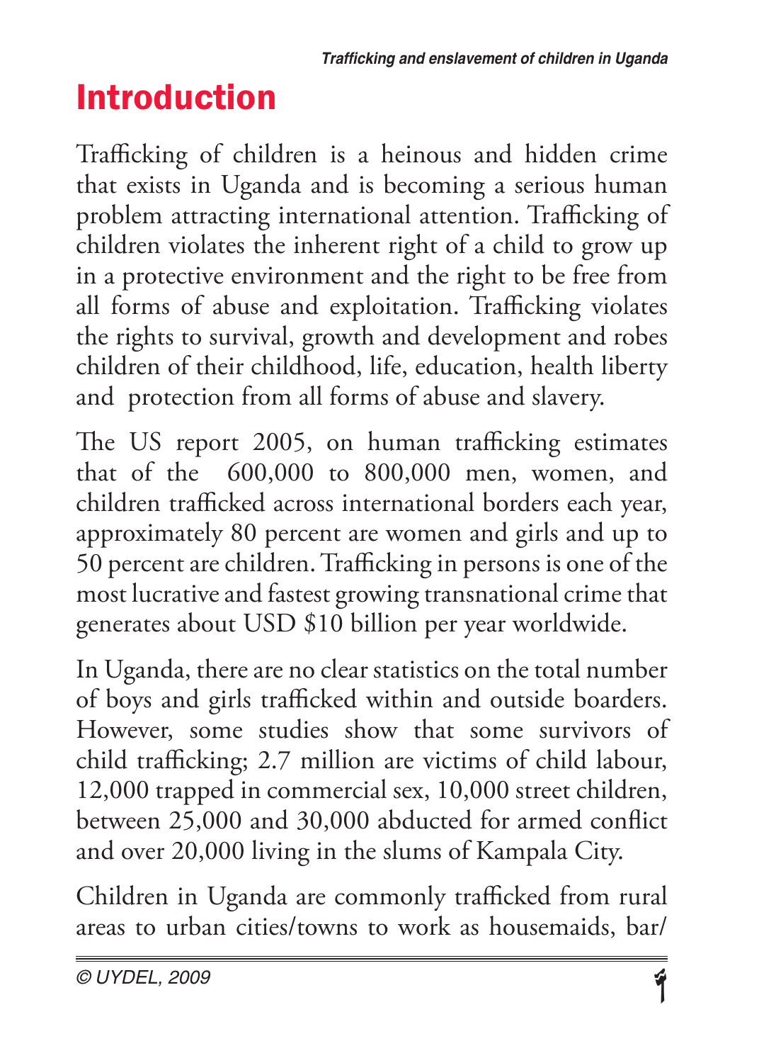# Introduction

Trafficking of children is a heinous and hidden crime that exists in Uganda and is becoming a serious human problem attracting international attention. Trafficking of children violates the inherent right of a child to grow up in a protective environment and the right to be free from all forms of abuse and exploitation. Trafficking violates the rights to survival, growth and development and robes children of their childhood, life, education, health liberty and protection from all forms of abuse and slavery.

The US report 2005, on human trafficking estimates that of the 600,000 to 800,000 men, women, and children trafficked across international borders each year, approximately 80 percent are women and girls and up to 50 percent are children. Trafficking in persons is one of the most lucrative and fastest growing transnational crime that generates about USD $10 billion per year worldwide.

In Uganda, there are no clear statistics on the total number of boys and girls trafficked within and outside boarders. However, some studies show that some survivors of child trafficking; 2.7 million are victims of child labour, 12,000 trapped in commercial sex, 10,000 street children, between 25,000 and 30,000 abducted for armed conflict and over 20,000 living in the slums of Kampala City.

Children in Uganda are commonly trafficked from rural areas to urban cities/towns to work as housemaids, bar/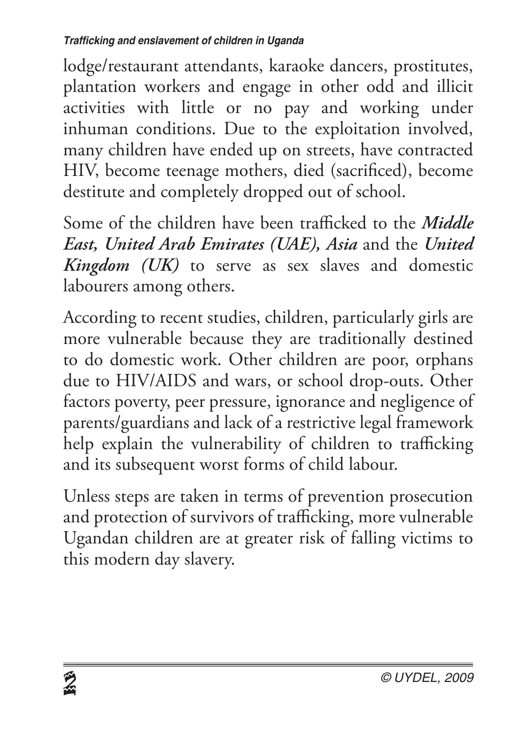lodge/restaurant attendants, karaoke dancers, prostitutes, plantation workers and engage in other odd and illicit activities with little or no pay and working under inhuman conditions. Due to the exploitation involved, many children have ended up on streets, have contracted HIV, become teenage mothers, died (sacrificed), become destitute and completely dropped out of school.

Some of the children have been trafficked to the ***Middle East, United Arab Emirates (UAE), Asia*** and the ***United Kingdom (UK)*** to serve as sex slaves and domestic labourers among others.

According to recent studies, children, particularly girls are more vulnerable because they are traditionally destined to do domestic work. Other children are poor, orphans due to HIV/AIDS and wars, or school drop-outs. Other factors poverty, peer pressure, ignorance and negligence of parents/guardians and lack of a restrictive legal framework help explain the vulnerability of children to trafficking and its subsequent worst forms of child labour.

Unless steps are taken in terms of prevention prosecution and protection of survivors of trafficking, more vulnerable Ugandan children are at greater risk of falling victims to this modern day slavery.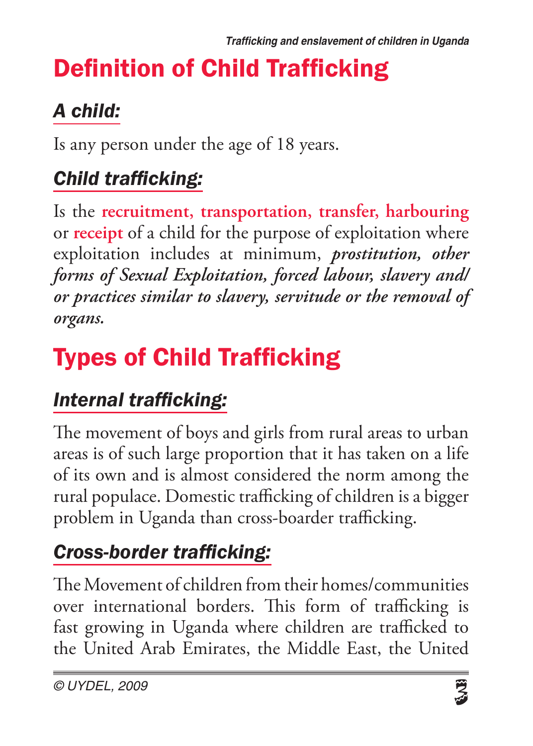# Definition of Child Trafficking

## *A child:*

Is any person under the age of 18 years.

## *Child trafficking:*

Is the **recruitment, transportation, transfer, harbouring** or **receipt** of a child for the purpose of exploitation where exploitation includes at minimum, ***prostitution, other forms of Sexual Exploitation, forced labour, slavery and/or practices similar to slavery, servitude or the removal of organs.***

# Types of Child Trafficking

## *Internal trafficking:*

The movement of boys and girls from rural areas to urban areas is of such large proportion that it has taken on a life of its own and is almost considered the norm among the rural populace. Domestic trafficking of children is a bigger problem in Uganda than cross-boarder trafficking.

## *Cross-border trafficking:*

The Movement of children from their homes/communities over international borders. This form of trafficking is fast growing in Uganda where children are trafficked to the United Arab Emirates, the Middle East, the United

© UYDEL, 2009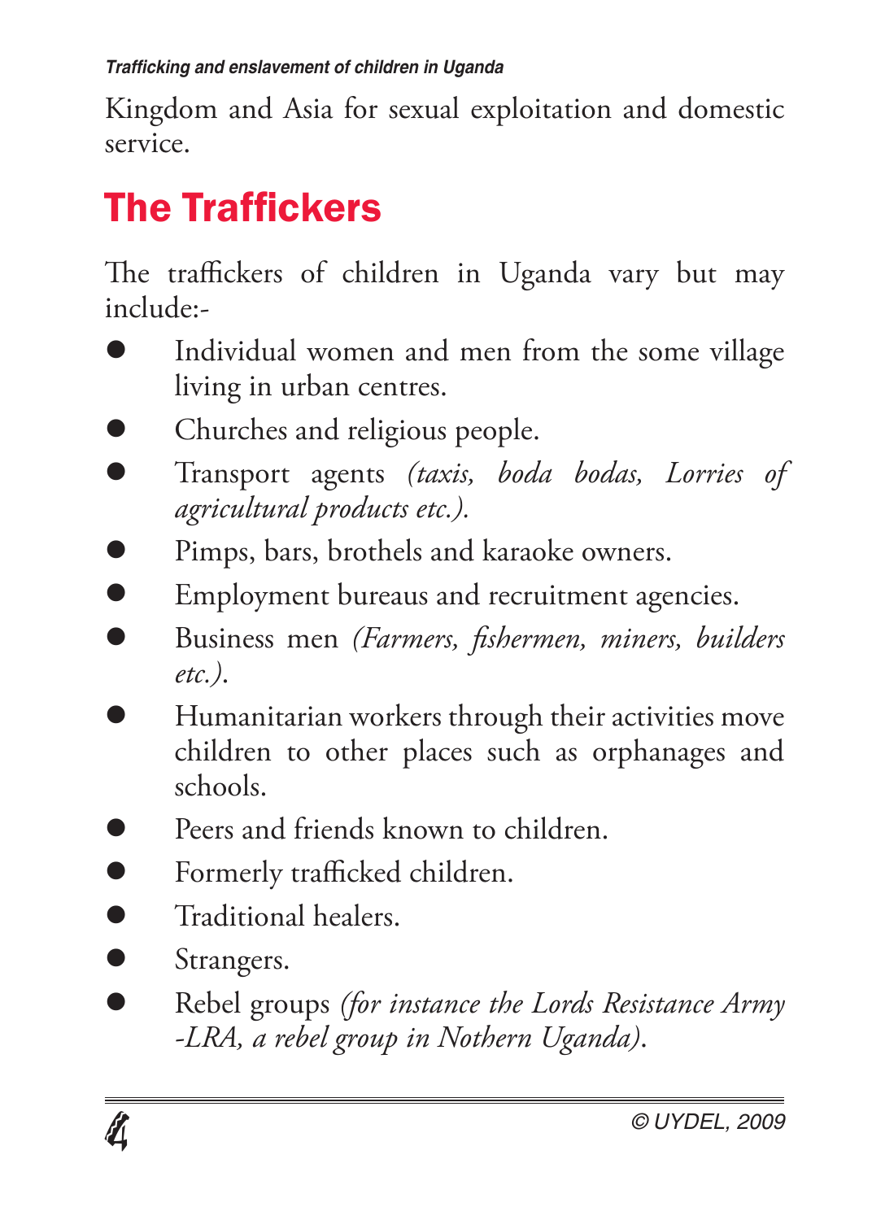Kingdom and Asia for sexual exploitation and domestic service.

## The Traffickers

The traffickers of children in Uganda vary but may include:-

- Individual women and men from the some village living in urban centres.
- Churches and religious people.
- Transport agents *(taxis, boda bodas, Lorries of agricultural products etc.).*
- Pimps, bars, brothels and karaoke owners.
- Employment bureaus and recruitment agencies.
- Business men *(Farmers, fishermen, miners, builders etc.).*
- Humanitarian workers through their activities move children to other places such as orphanages and schools.
- Peers and friends known to children.
- Formerly trafficked children.
- Traditional healers.
- Strangers.
- Rebel groups *(for instance the Lords Resistance Army -LRA, a rebel group in Nothern Uganda).*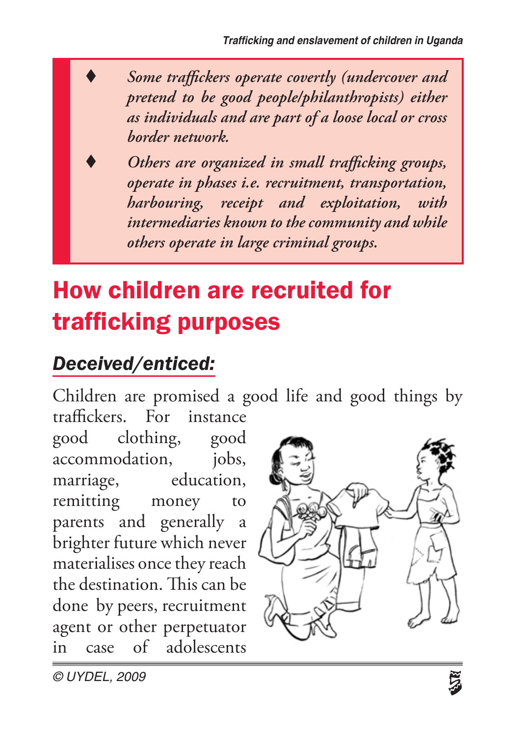- *Some traffickers operate covertly (undercover and pretend to be good people/philanthropists) either as individuals and are part of a loose local or cross border network.*
- *Others are organized in small trafficking groups, operate in phases i.e. recruitment, transportation, harbouring, receipt and exploitation, with intermediaries known to the community and while others operate in large criminal groups.*

# How children are recruited for trafficking purposes

## *Deceived/enticed:*

Children are promised a good life and good things by traffickers. For instance good clothing, good accommodation, jobs, marriage, education, remitting money to parents and generally a brighter future which never materialises once they reach the destination. This can be done by peers, recruitment agent or other perpetuator in case of adolescents

© UYDEL, 2009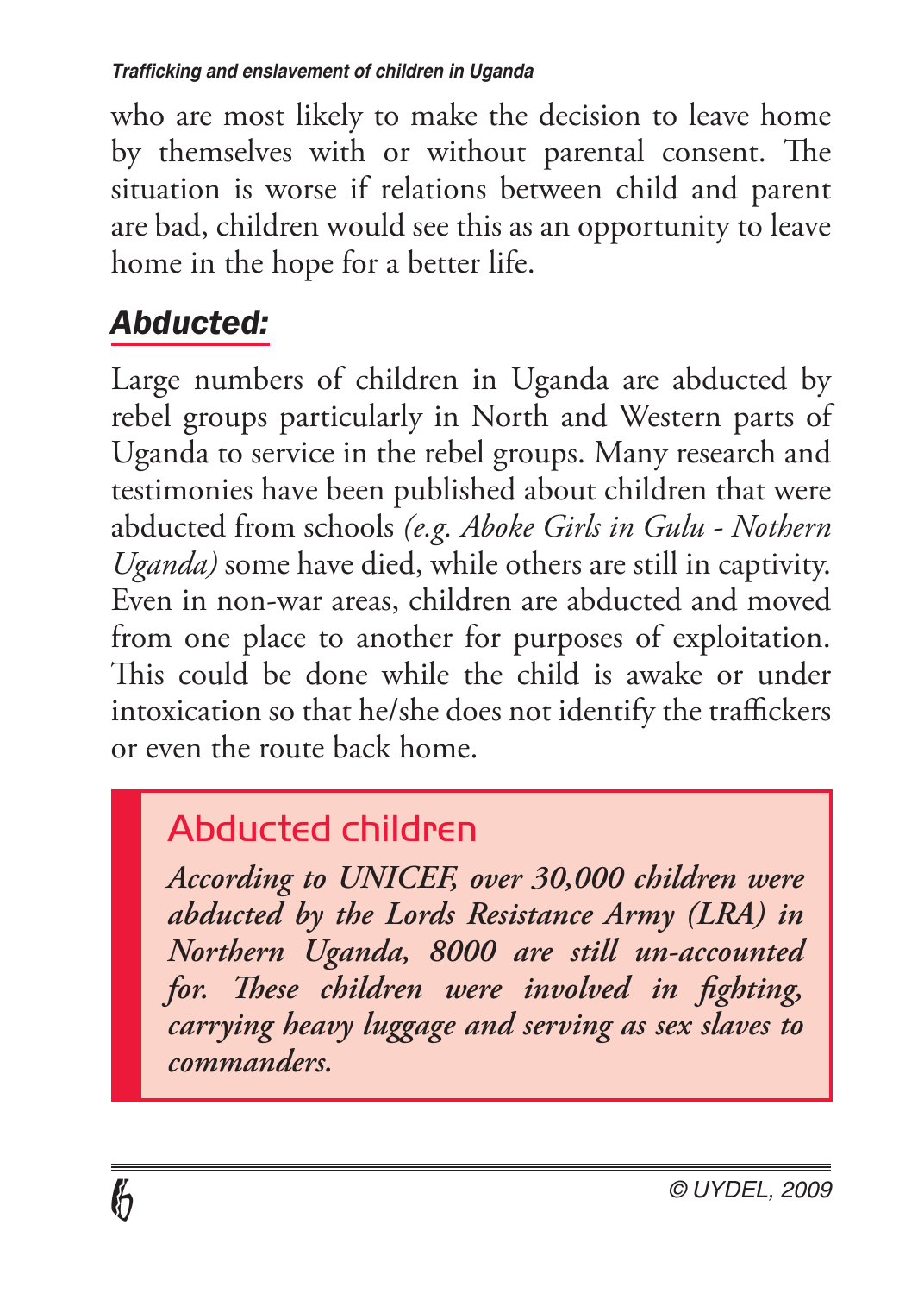who are most likely to make the decision to leave home by themselves with or without parental consent. The situation is worse if relations between child and parent are bad, children would see this as an opportunity to leave home in the hope for a better life.

## *Abducted:*

Large numbers of children in Uganda are abducted by rebel groups particularly in North and Western parts of Uganda to service in the rebel groups. Many research and testimonies have been published about children that were abducted from schools *(e.g. Aboke Girls in Gulu - Nothern Uganda)* some have died, while others are still in captivity. Even in non-war areas, children are abducted and moved from one place to another for purposes of exploitation. This could be done while the child is awake or under intoxication so that he/she does not identify the traffickers or even the route back home.

### Abducted children

***According to UNICEF, over 30,000 children were abducted by the Lords Resistance Army (LRA) in Northern Uganda, 8000 are still un-accounted for. These children were involved in fighting, carrying heavy luggage and serving as sex slaves to commanders.***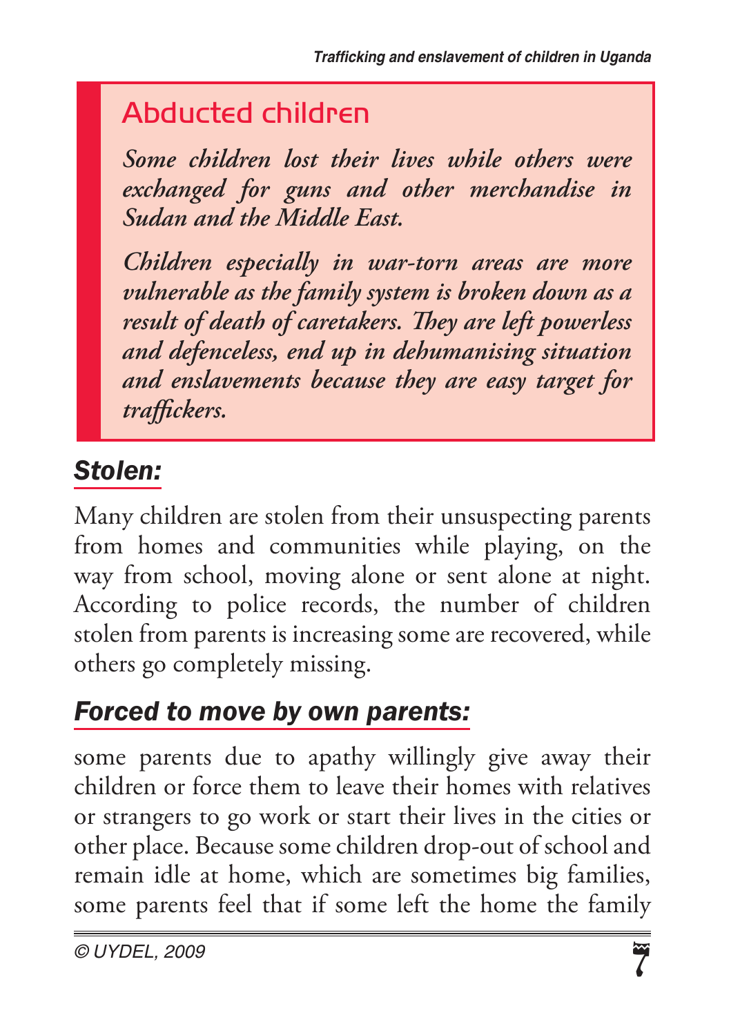## Abducted children

*Some children lost their lives while others were exchanged for guns and other merchandise in Sudan and the Middle East.*

*Children especially in war-torn areas are more vulnerable as the family system is broken down as a result of death of caretakers. They are left powerless and defenceless, end up in dehumanising situation and enslavements because they are easy target for traffickers.*

### *Stolen:*

Many children are stolen from their unsuspecting parents from homes and communities while playing, on the way from school, moving alone or sent alone at night. According to police records, the number of children stolen from parents is increasing some are recovered, while others go completely missing.

### *Forced to move by own parents:*

some parents due to apathy willingly give away their children or force them to leave their homes with relatives or strangers to go work or start their lives in the cities or other place. Because some children drop-out of school and remain idle at home, which are sometimes big families, some parents feel that if some left the home the family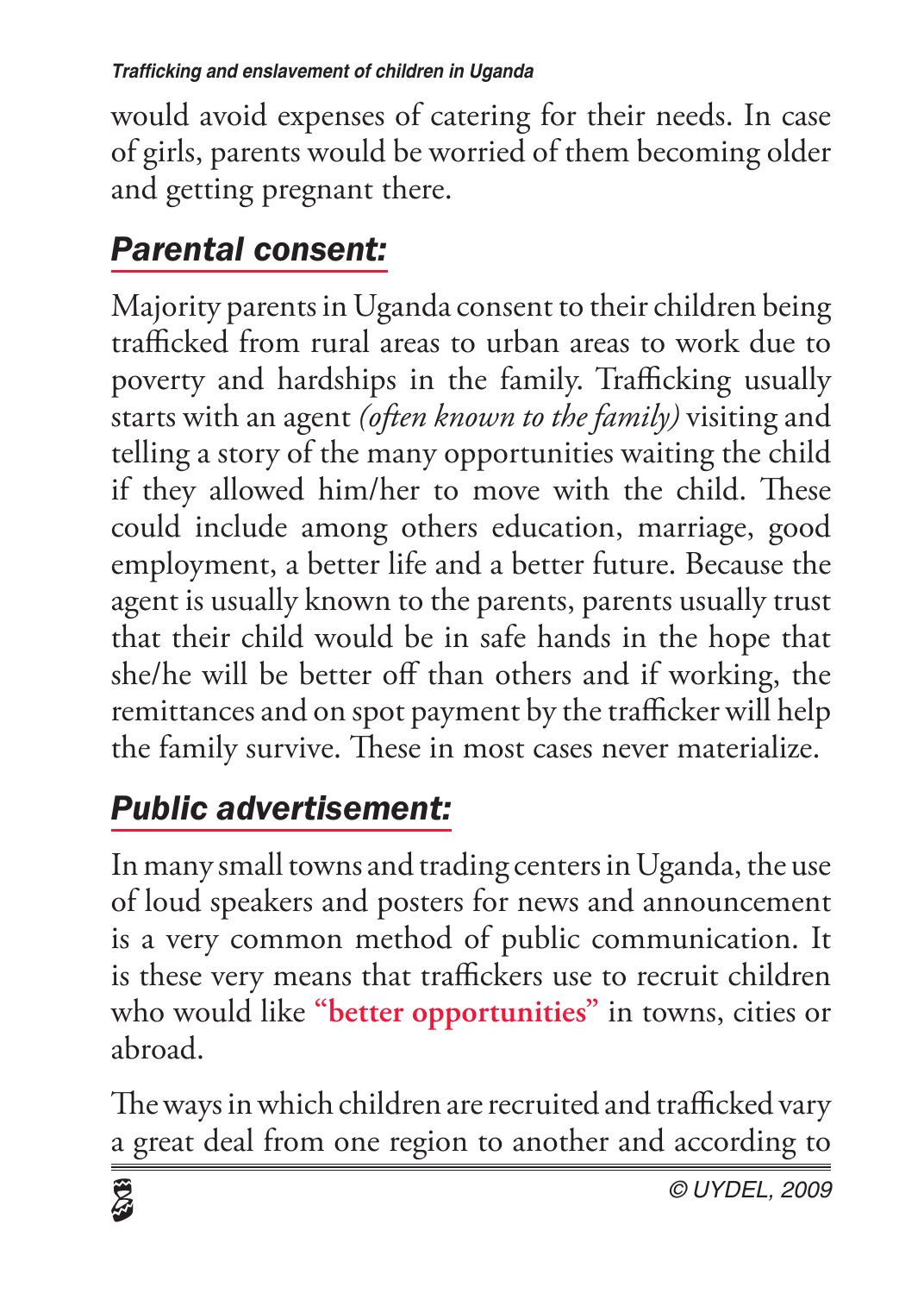would avoid expenses of catering for their needs. In case of girls, parents would be worried of them becoming older and getting pregnant there.

## *Parental consent:*

Majority parents in Uganda consent to their children being trafficked from rural areas to urban areas to work due to poverty and hardships in the family. Trafficking usually starts with an agent *(often known to the family)* visiting and telling a story of the many opportunities waiting the child if they allowed him/her to move with the child. These could include among others education, marriage, good employment, a better life and a better future. Because the agent is usually known to the parents, parents usually trust that their child would be in safe hands in the hope that she/he will be better off than others and if working, the remittances and on spot payment by the trafficker will help the family survive. These in most cases never materialize.

## *Public advertisement:*

In many small towns and trading centers in Uganda, the use of loud speakers and posters for news and announcement is a very common method of public communication. It is these very means that traffickers use to recruit children who would like **"better opportunities"** in towns, cities or abroad.

The ways in which children are recruited and trafficked vary a great deal from one region to another and according to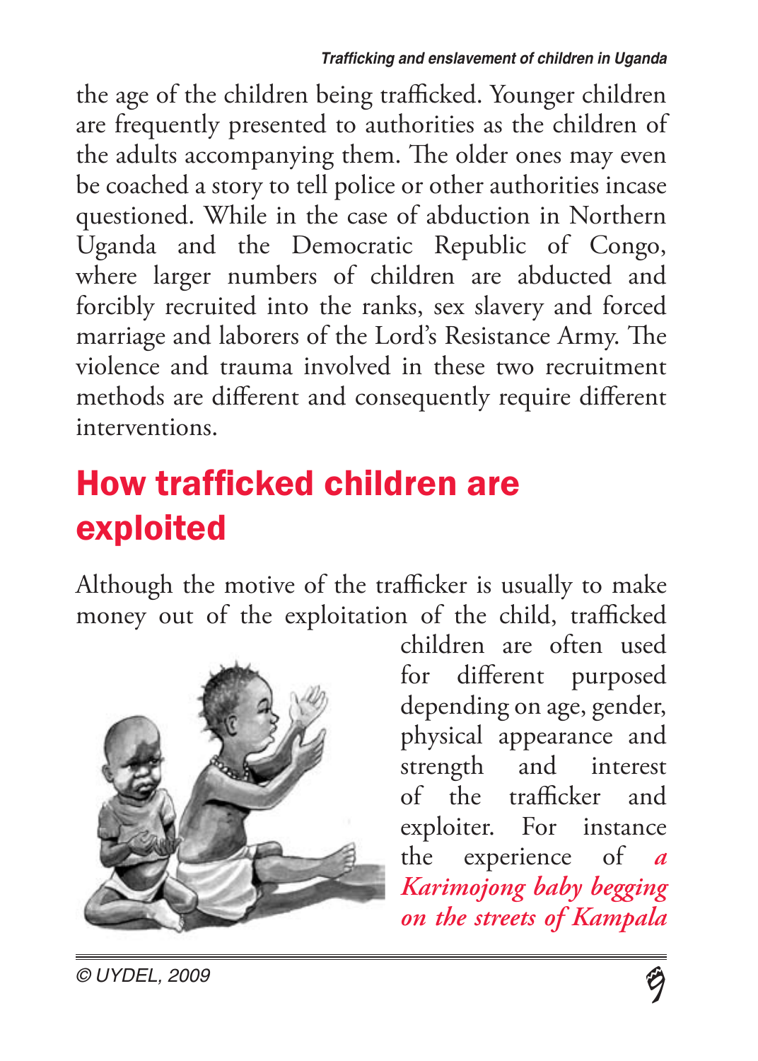the age of the children being trafficked. Younger children are frequently presented to authorities as the children of the adults accompanying them. The older ones may even be coached a story to tell police or other authorities incase questioned. While in the case of abduction in Northern Uganda and the Democratic Republic of Congo, where larger numbers of children are abducted and forcibly recruited into the ranks, sex slavery and forced marriage and laborers of the Lord's Resistance Army. The violence and trauma involved in these two recruitment methods are different and consequently require different interventions.

## How trafficked children are exploited

Although the motive of the trafficker is usually to make money out of the exploitation of the child, trafficked children are often used for different purposed depending on age, gender, physical appearance and strength and interest of the trafficker and exploiter. For instance the experience of *a Karimojong baby begging on the streets of Kampala*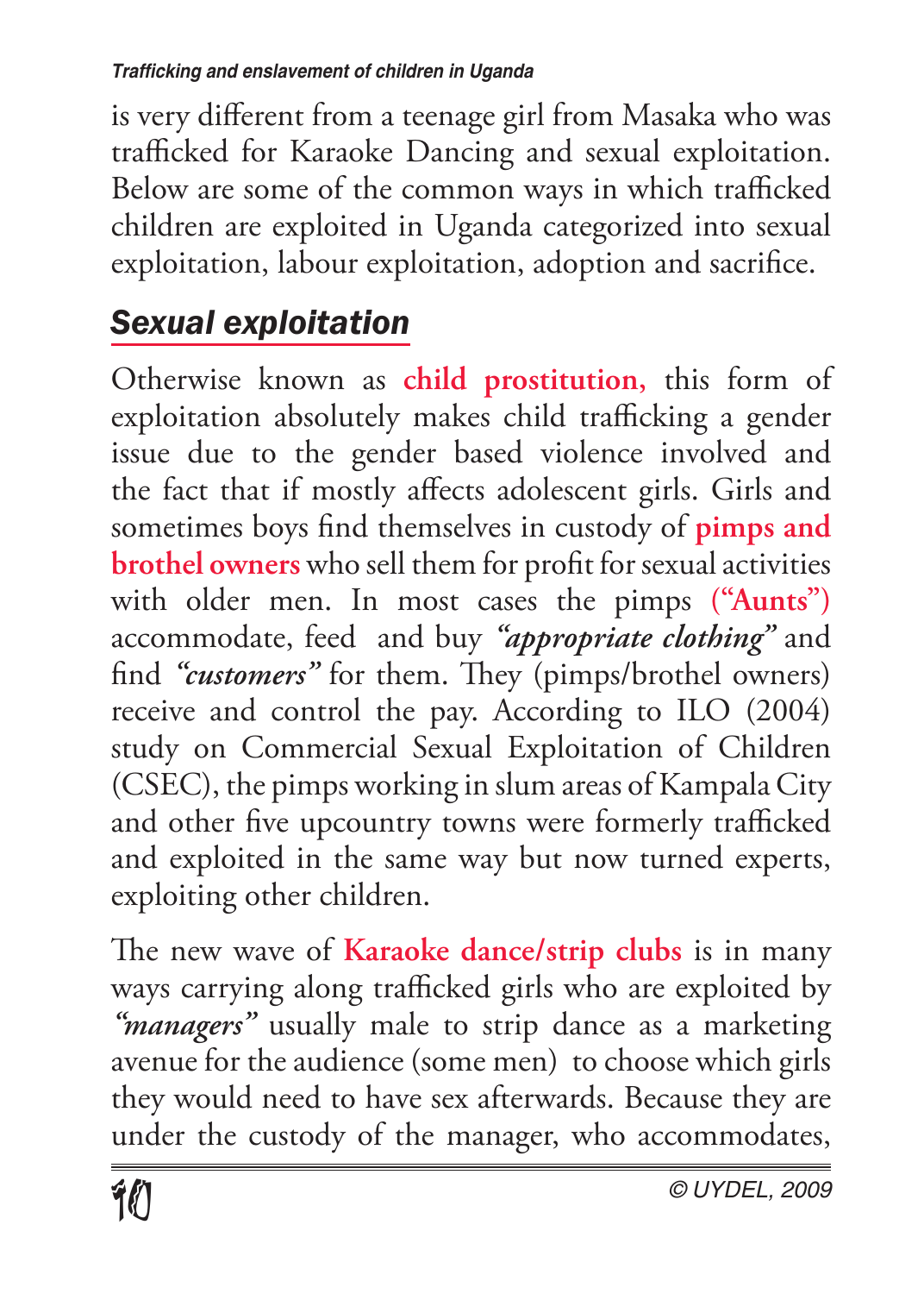is very different from a teenage girl from Masaka who was trafficked for Karaoke Dancing and sexual exploitation. Below are some of the common ways in which trafficked children are exploited in Uganda categorized into sexual exploitation, labour exploitation, adoption and sacrifice.

## *Sexual exploitation*

Otherwise known as **child prostitution,** this form of exploitation absolutely makes child trafficking a gender issue due to the gender based violence involved and the fact that if mostly affects adolescent girls. Girls and sometimes boys find themselves in custody of **pimps and brothel owners** who sell them for profit for sexual activities with older men. In most cases the pimps **("Aunts")** accommodate, feed and buy ***"appropriate clothing"*** and find ***"customers"*** for them. They (pimps/brothel owners) receive and control the pay. According to ILO (2004) study on Commercial Sexual Exploitation of Children (CSEC), the pimps working in slum areas of Kampala City and other five upcountry towns were formerly trafficked and exploited in the same way but now turned experts, exploiting other children.

The new wave of **Karaoke dance/strip clubs** is in many ways carrying along trafficked girls who are exploited by ***"managers"*** usually male to strip dance as a marketing avenue for the audience (some men) to choose which girls they would need to have sex afterwards. Because they are under the custody of the manager, who accommodates,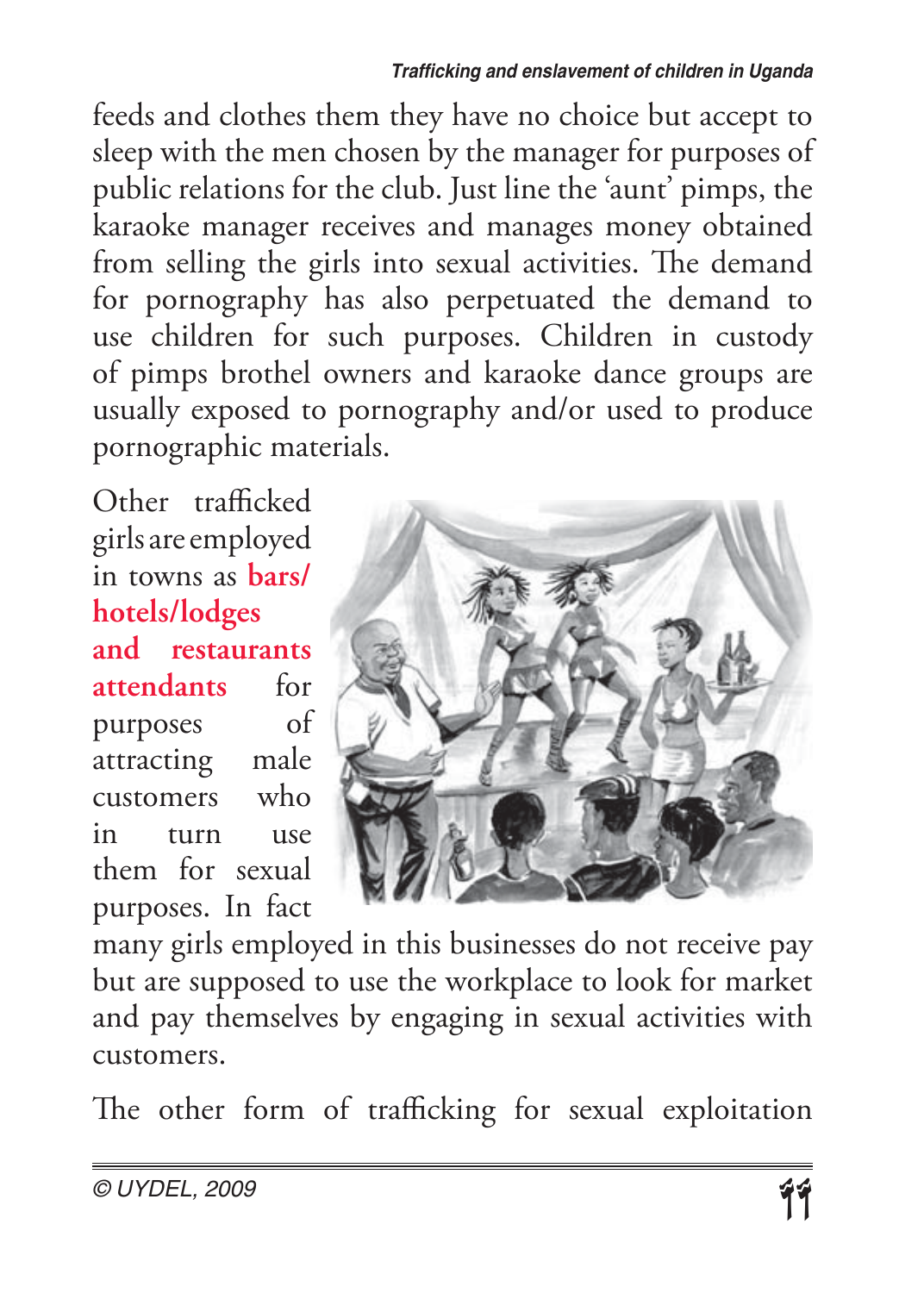feeds and clothes them they have no choice but accept to sleep with the men chosen by the manager for purposes of public relations for the club. Just line the 'aunt' pimps, the karaoke manager receives and manages money obtained from selling the girls into sexual activities. The demand for pornography has also perpetuated the demand to use children for such purposes. Children in custody of pimps brothel owners and karaoke dance groups are usually exposed to pornography and/or used to produce pornographic materials.

Other trafficked girls are employed in towns as **bars/hotels/lodges and restaurants attendants** for purposes of attracting male customers who in turn use them for sexual purposes. In fact many girls employed in this businesses do not receive pay but are supposed to use the workplace to look for market and pay themselves by engaging in sexual activities with customers.

The other form of trafficking for sexual exploitation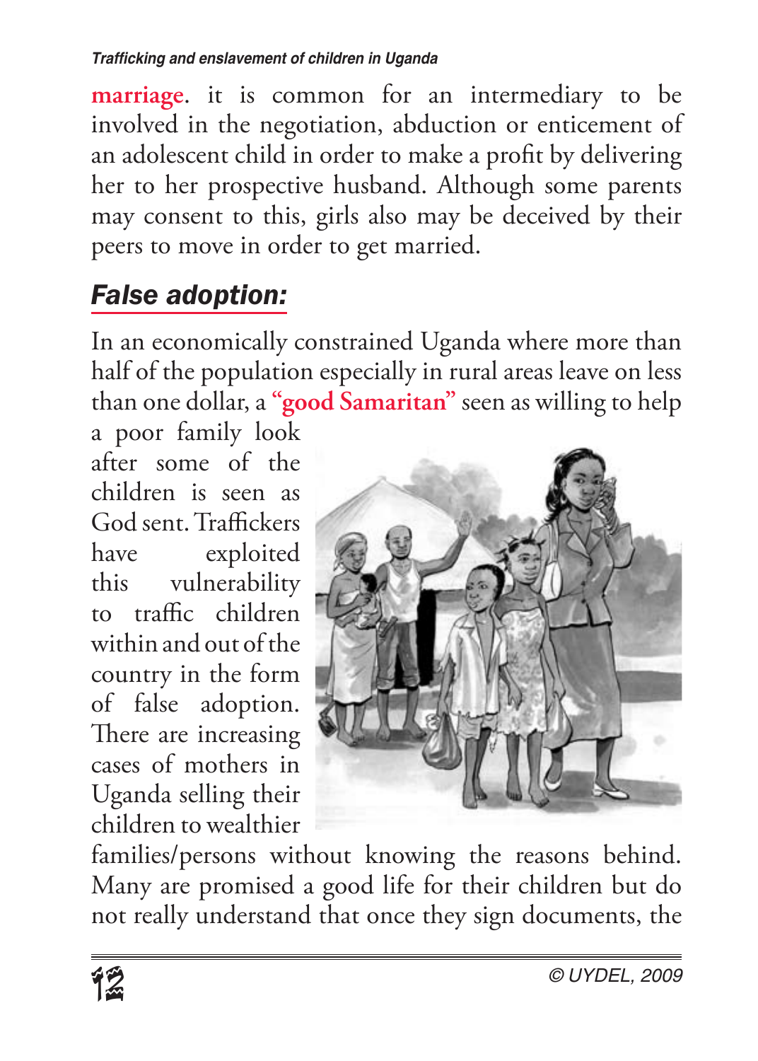**marriage**. it is common for an intermediary to be involved in the negotiation, abduction or enticement of an adolescent child in order to make a profit by delivering her to her prospective husband. Although some parents may consent to this, girls also may be deceived by their peers to move in order to get married.

## *False adoption:*

In an economically constrained Uganda where more than half of the population especially in rural areas leave on less than one dollar, a **"good Samaritan"** seen as willing to help a poor family look after some of the children is seen as God sent. Traffickers have exploited this vulnerability to traffic children within and out of the country in the form of false adoption. There are increasing cases of mothers in Uganda selling their children to wealthier families/persons without knowing the reasons behind. Many are promised a good life for their children but do not really understand that once they sign documents, the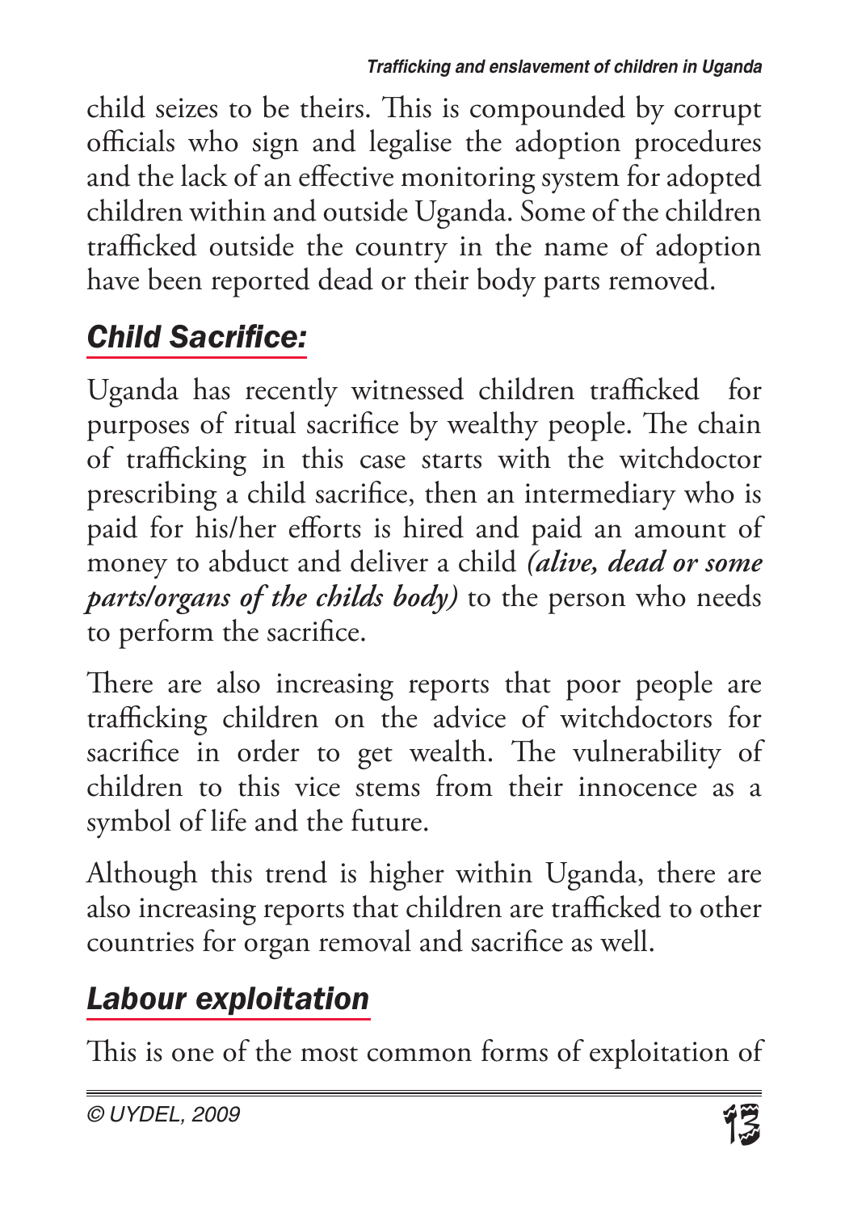child seizes to be theirs. This is compounded by corrupt officials who sign and legalise the adoption procedures and the lack of an effective monitoring system for adopted children within and outside Uganda. Some of the children trafficked outside the country in the name of adoption have been reported dead or their body parts removed.

## *Child Sacrifice:*

Uganda has recently witnessed children trafficked for purposes of ritual sacrifice by wealthy people. The chain of trafficking in this case starts with the witchdoctor prescribing a child sacrifice, then an intermediary who is paid for his/her efforts is hired and paid an amount of money to abduct and deliver a child ***(alive, dead or some parts/organs of the childs body)*** to the person who needs to perform the sacrifice.

There are also increasing reports that poor people are trafficking children on the advice of witchdoctors for sacrifice in order to get wealth. The vulnerability of children to this vice stems from their innocence as a symbol of life and the future.

Although this trend is higher within Uganda, there are also increasing reports that children are trafficked to other countries for organ removal and sacrifice as well.

## *Labour exploitation*

This is one of the most common forms of exploitation of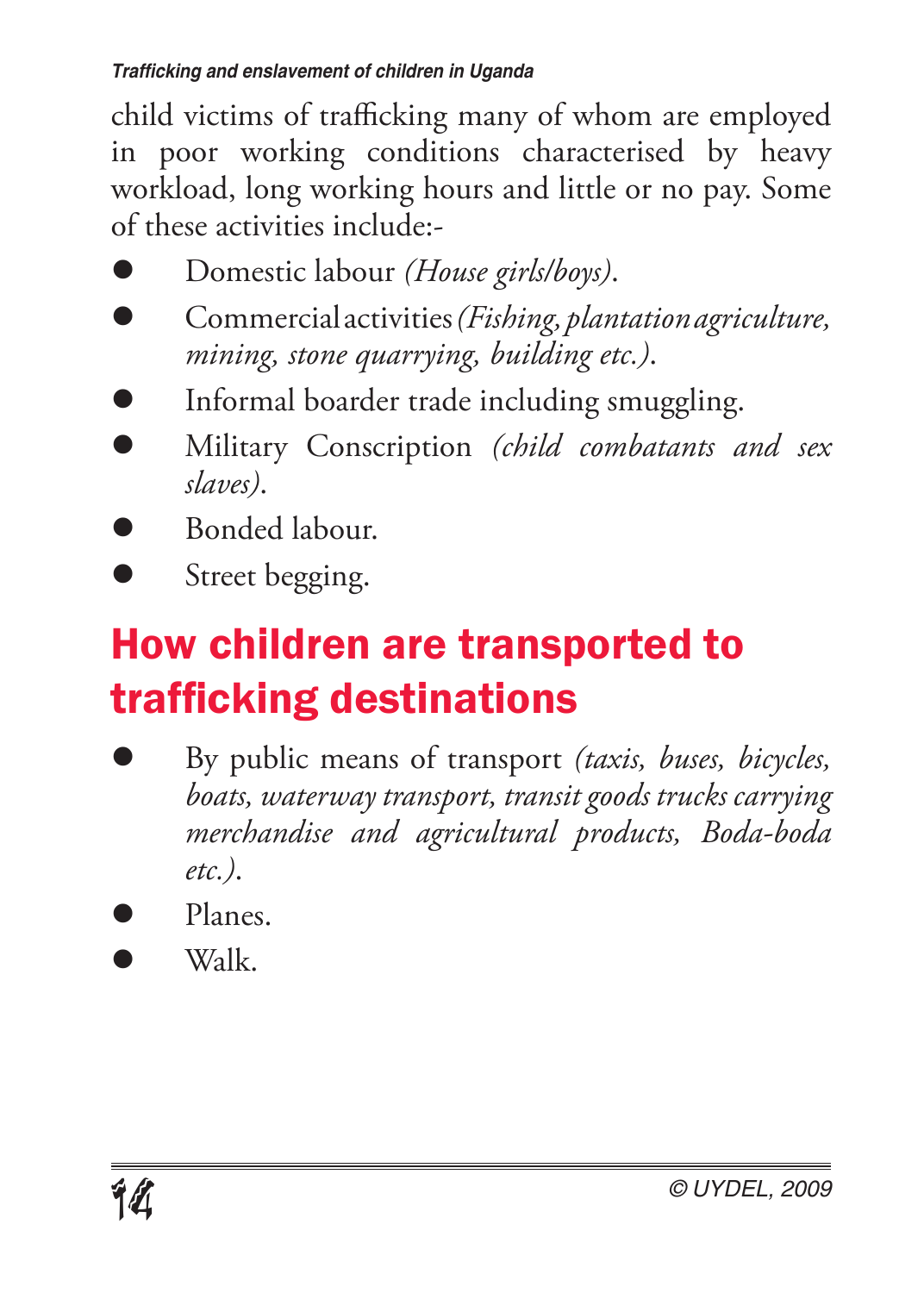child victims of trafficking many of whom are employed in poor working conditions characterised by heavy workload, long working hours and little or no pay. Some of these activities include:-

- Domestic labour *(House girls/boys)*.
- Commercial activities *(Fishing, plantation agriculture, mining, stone quarrying, building etc.)*.
- Informal boarder trade including smuggling.
- Military Conscription *(child combatants and sex slaves)*.
- Bonded labour.
- Street begging.

## How children are transported to trafficking destinations

- By public means of transport *(taxis, buses, bicycles, boats, waterway transport, transit goods trucks carrying merchandise and agricultural products, Boda-boda etc.)*.
- Planes.
- Walk.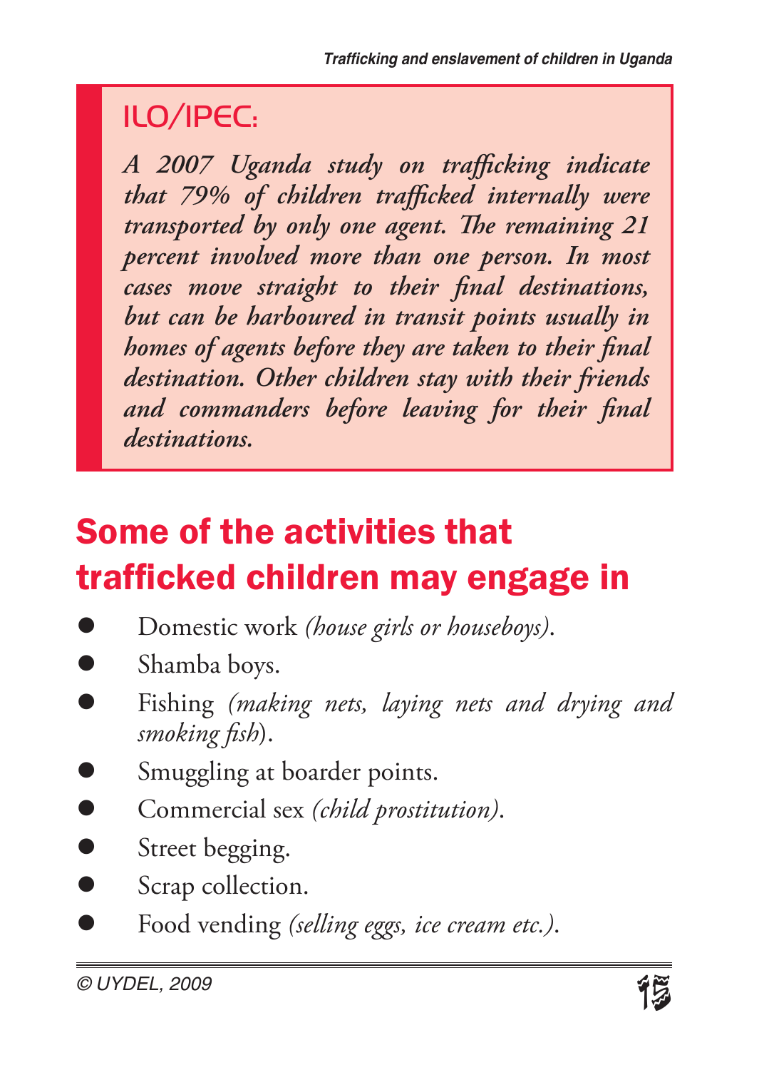### ILO/IPEC:

*A 2007 Uganda study on trafficking indicate that 79% of children trafficked internally were transported by only one agent. The remaining 21 percent involved more than one person. In most cases move straight to their final destinations, but can be harboured in transit points usually in homes of agents before they are taken to their final destination. Other children stay with their friends and commanders before leaving for their final destinations.*

## Some of the activities that trafficked children may engage in

- Domestic work *(house girls or houseboys)*.
- Shamba boys.
- Fishing *(making nets, laying nets and drying and smoking fish)*.
- Smuggling at boarder points.
- Commercial sex *(child prostitution)*.
- Street begging.
- Scrap collection.
- Food vending *(selling eggs, ice cream etc.)*.

© UYDEL, 2009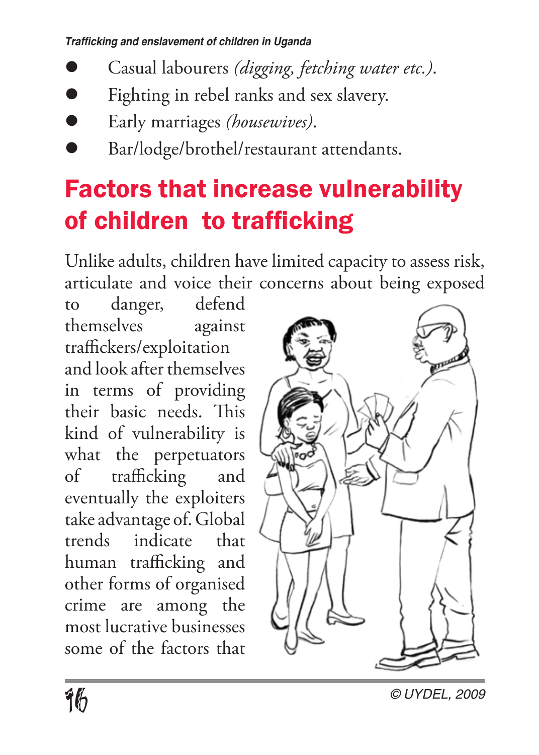- Casual labourers *(digging, fetching water etc.)*.
- Fighting in rebel ranks and sex slavery.
- Early marriages *(housewives)*.
- Bar/lodge/brothel/restaurant attendants.

## Factors that increase vulnerability of children to trafficking

Unlike adults, children have limited capacity to assess risk, articulate and voice their concerns about being exposed to danger, defend themselves against traffickers/exploitation and look after themselves in terms of providing their basic needs. This kind of vulnerability is what the perpetuators of trafficking and eventually the exploiters take advantage of. Global trends indicate that human trafficking and other forms of organised crime are among the most lucrative businesses some of the factors that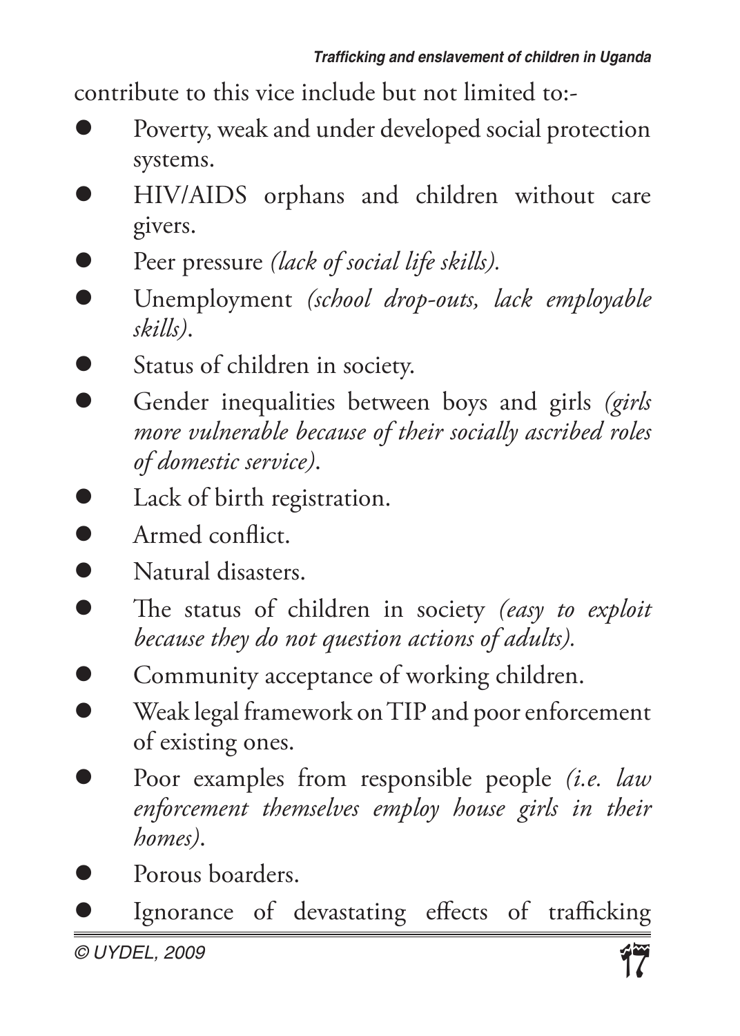contribute to this vice include but not limited to:-

- Poverty, weak and under developed social protection systems.
- HIV/AIDS orphans and children without care givers.
- Peer pressure *(lack of social life skills).*
- Unemployment *(school drop-outs, lack employable skills)*.
- Status of children in society.
- Gender inequalities between boys and girls *(girls more vulnerable because of their socially ascribed roles of domestic service)*.
- Lack of birth registration.
- Armed conflict.
- Natural disasters.
- The status of children in society *(easy to exploit because they do not question actions of adults).*
- Community acceptance of working children.
- Weak legal framework on TIP and poor enforcement of existing ones.
- Poor examples from responsible people *(i.e. law enforcement themselves employ house girls in their homes)*.
- Porous boarders.
- Ignorance of devastating effects of trafficking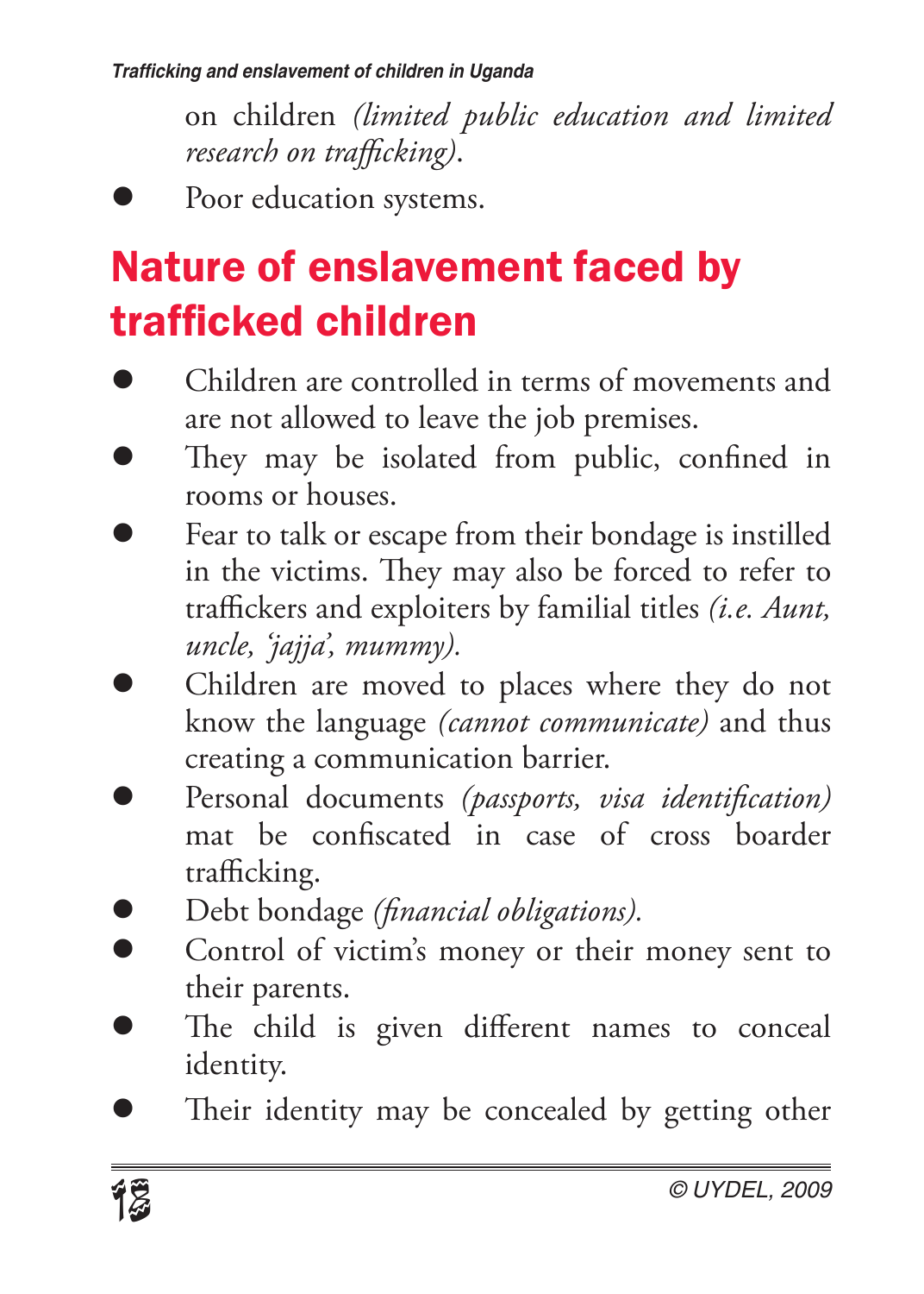on children *(limited public education and limited research on trafficking)*.

- Poor education systems.

## Nature of enslavement faced by trafficked children

- Children are controlled in terms of movements and are not allowed to leave the job premises.
- They may be isolated from public, confined in rooms or houses.
- Fear to talk or escape from their bondage is instilled in the victims. They may also be forced to refer to traffickers and exploiters by familial titles *(i.e. Aunt, uncle, 'jajja', mummy).*
- Children are moved to places where they do not know the language *(cannot communicate)* and thus creating a communication barrier.
- Personal documents *(passports, visa identification)* mat be confiscated in case of cross boarder trafficking.
- Debt bondage *(financial obligations).*
- Control of victim's money or their money sent to their parents.
- The child is given different names to conceal identity.
- Their identity may be concealed by getting other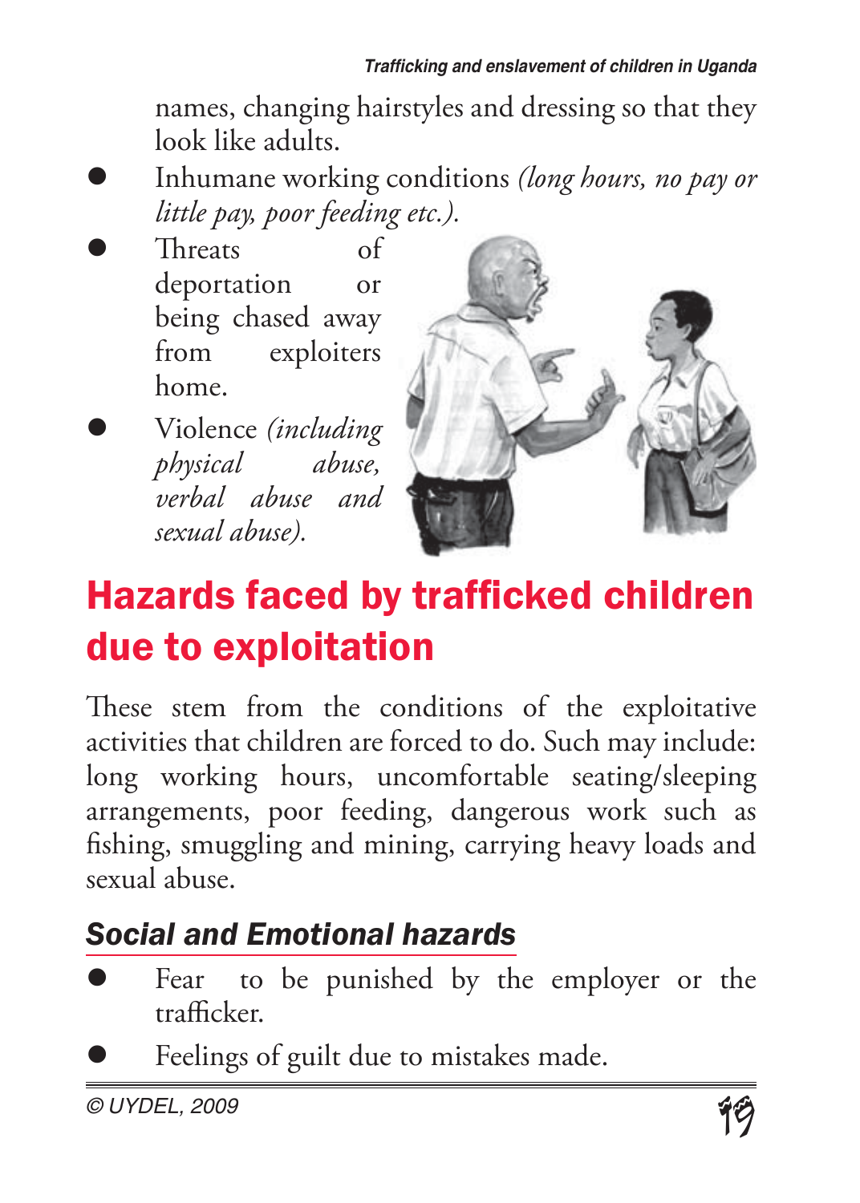names, changing hairstyles and dressing so that they look like adults.

- Inhumane working conditions *(long hours, no pay or little pay, poor feeding etc.).*
- Threats of deportation or being chased away from exploiters home.
- Violence *(including physical abuse, verbal abuse and sexual abuse).*

## Hazards faced by trafficked children due to exploitation

These stem from the conditions of the exploitative activities that children are forced to do. Such may include: long working hours, uncomfortable seating/sleeping arrangements, poor feeding, dangerous work such as fishing, smuggling and mining, carrying heavy loads and sexual abuse.

### *Social and Emotional hazards*

- Fear to be punished by the employer or the trafficker.
- Feelings of guilt due to mistakes made.

© UYDEL, 2009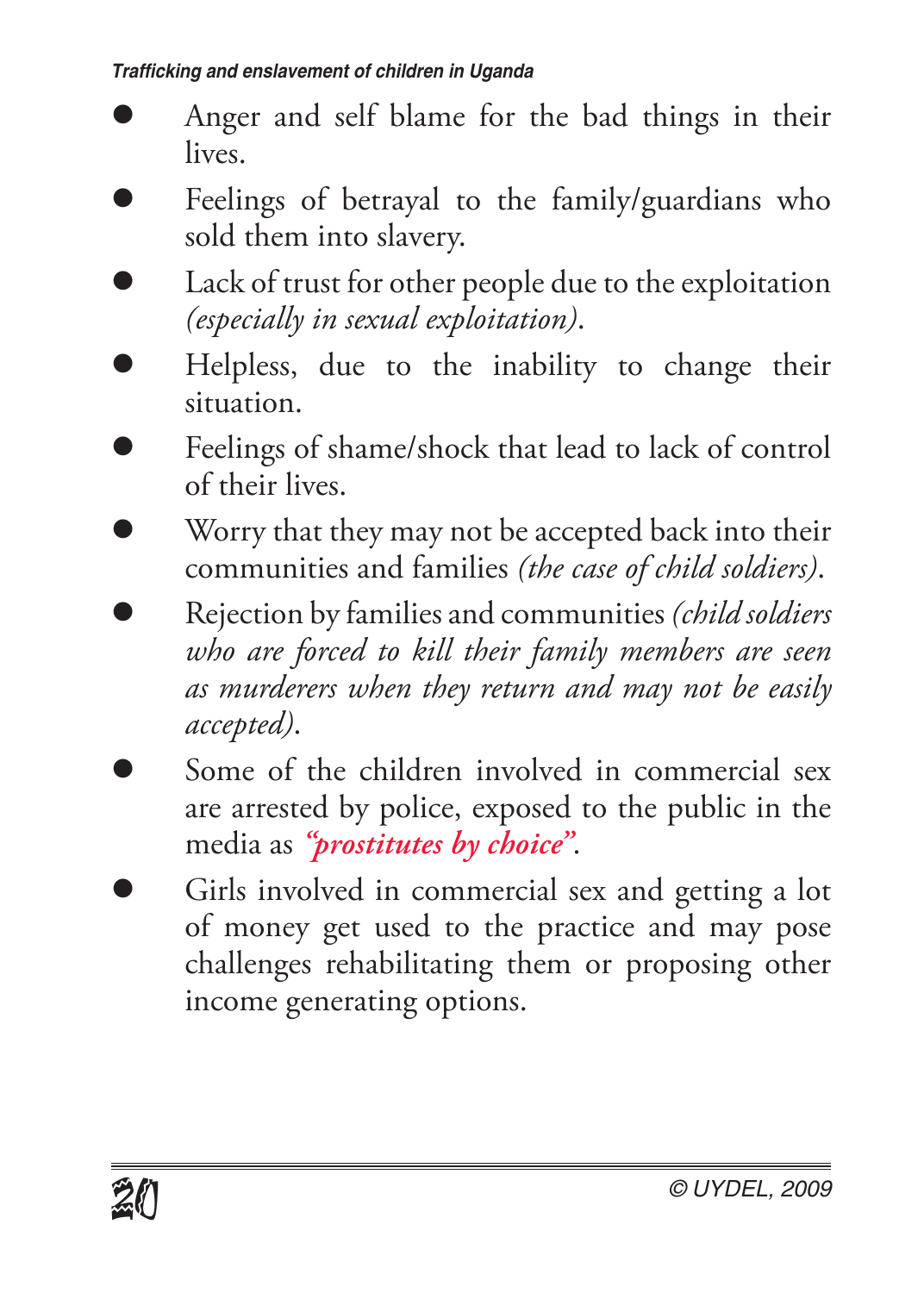- Anger and self blame for the bad things in their lives.
- Feelings of betrayal to the family/guardians who sold them into slavery.
- Lack of trust for other people due to the exploitation *(especially in sexual exploitation)*.
- Helpless, due to the inability to change their situation.
- Feelings of shame/shock that lead to lack of control of their lives.
- Worry that they may not be accepted back into their communities and families *(the case of child soldiers)*.
- Rejection by families and communities *(child soldiers who are forced to kill their family members are seen as murderers when they return and may not be easily accepted)*.
- Some of the children involved in commercial sex are arrested by police, exposed to the public in the media as *"prostitutes by choice"*.
- Girls involved in commercial sex and getting a lot of money get used to the practice and may pose challenges rehabilitating them or proposing other income generating options.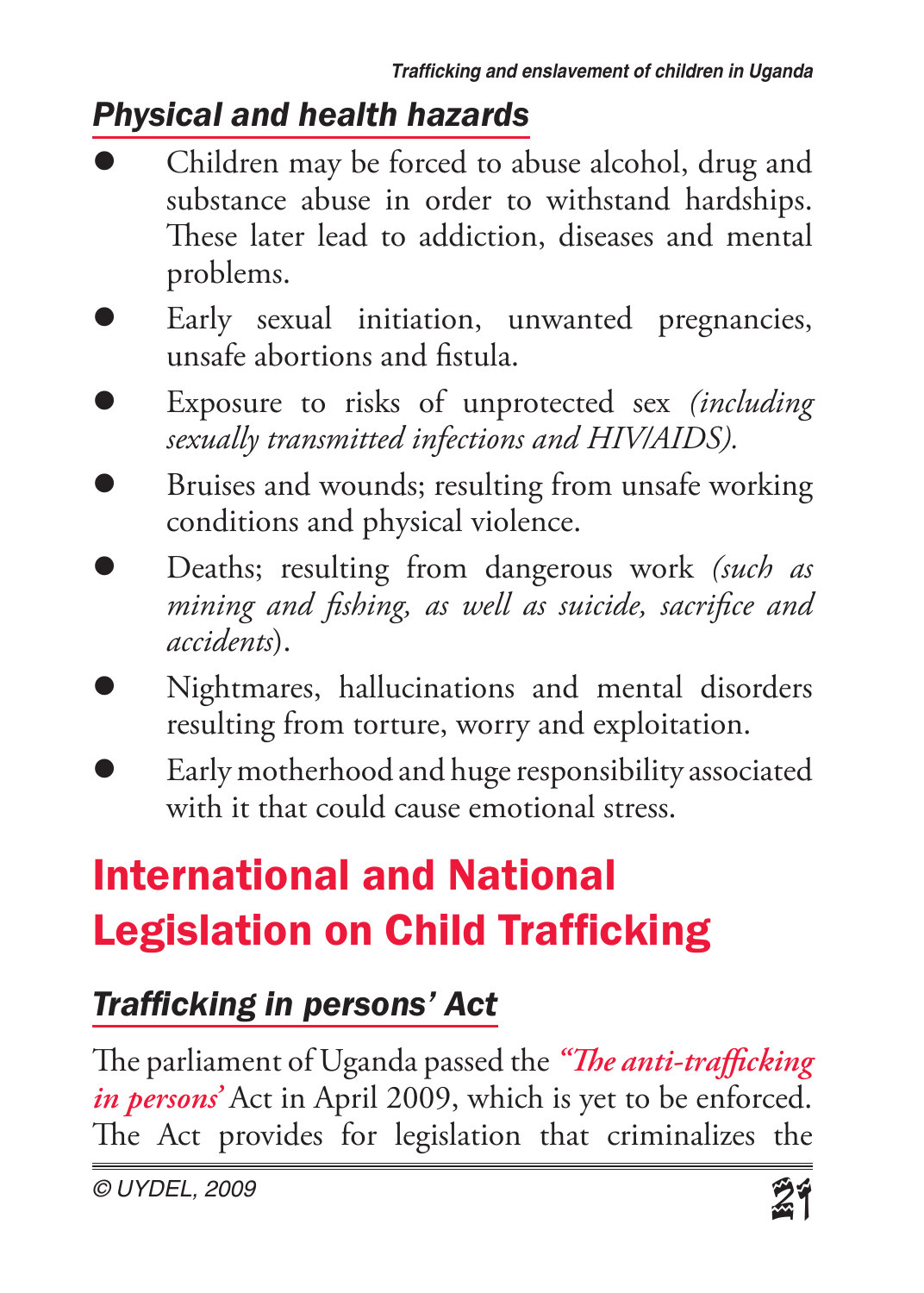### *Physical and health hazards*

- Children may be forced to abuse alcohol, drug and substance abuse in order to withstand hardships. These later lead to addiction, diseases and mental problems.
- Early sexual initiation, unwanted pregnancies, unsafe abortions and fistula.
- Exposure to risks of unprotected sex *(including sexually transmitted infections and HIV/AIDS).*
- Bruises and wounds; resulting from unsafe working conditions and physical violence.
- Deaths; resulting from dangerous work *(such as mining and fishing, as well as suicide, sacrifice and accidents*).
- Nightmares, hallucinations and mental disorders resulting from torture, worry and exploitation.
- Early motherhood and huge responsibility associated with it that could cause emotional stress.

## International and National Legislation on Child Trafficking

### *Trafficking in persons' Act*

The parliament of Uganda passed the *"The anti-trafficking in persons'* Act in April 2009, which is yet to be enforced. The Act provides for legislation that criminalizes the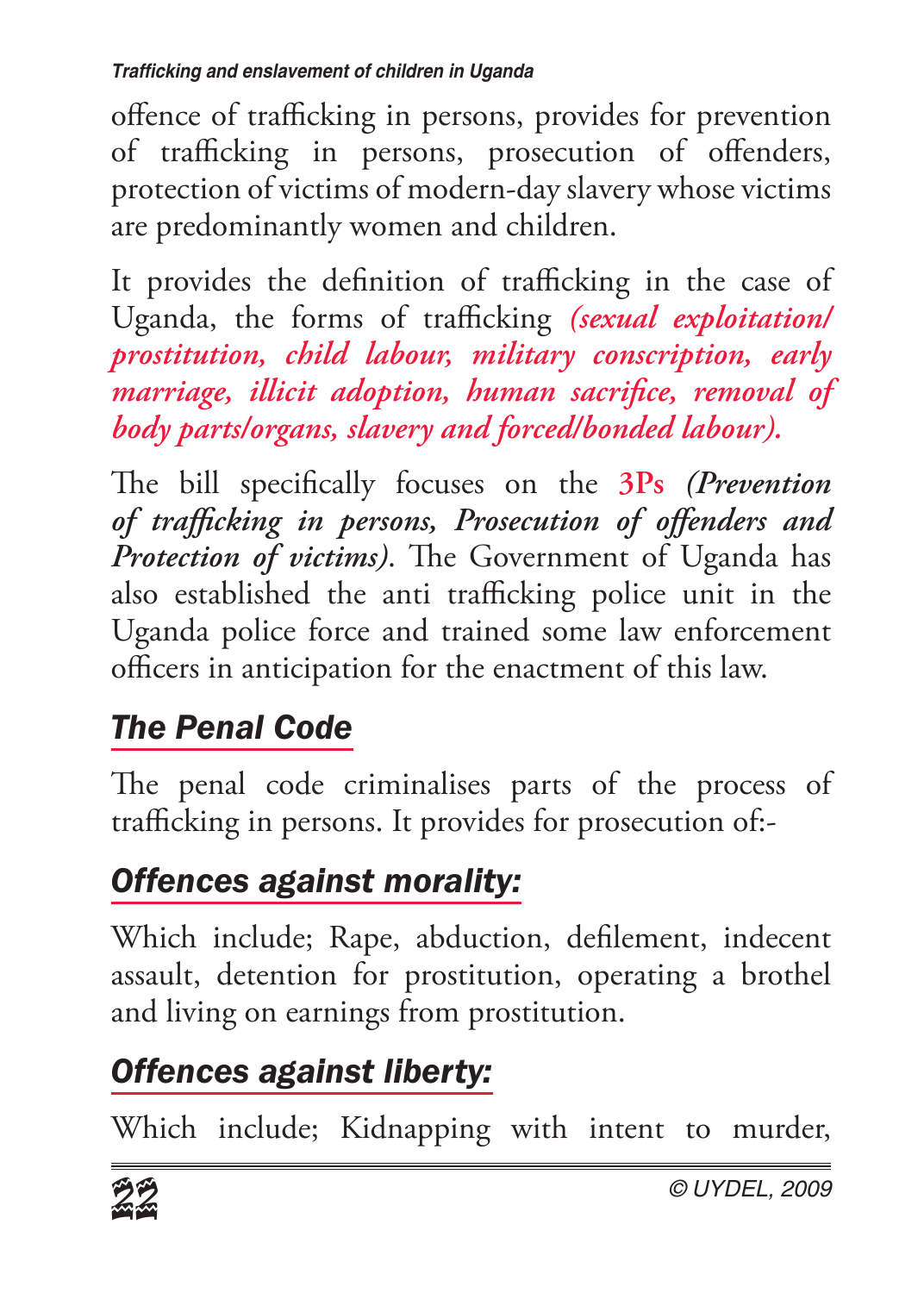offence of trafficking in persons, provides for prevention of trafficking in persons, prosecution of offenders, protection of victims of modern-day slavery whose victims are predominantly women and children.

It provides the definition of trafficking in the case of Uganda, the forms of trafficking *(sexual exploitation/ prostitution, child labour, military conscription, early marriage, illicit adoption, human sacrifice, removal of body parts/organs, slavery and forced/bonded labour).*

The bill specifically focuses on the **3Ps** *(Prevention of trafficking in persons, Prosecution of offenders and Protection of victims)*. The Government of Uganda has also established the anti trafficking police unit in the Uganda police force and trained some law enforcement officers in anticipation for the enactment of this law.

## *The Penal Code*

The penal code criminalises parts of the process of trafficking in persons. It provides for prosecution of:-

### *Offences against morality:*

Which include; Rape, abduction, defilement, indecent assault, detention for prostitution, operating a brothel and living on earnings from prostitution.

### *Offences against liberty:*

Which include; Kidnapping with intent to murder,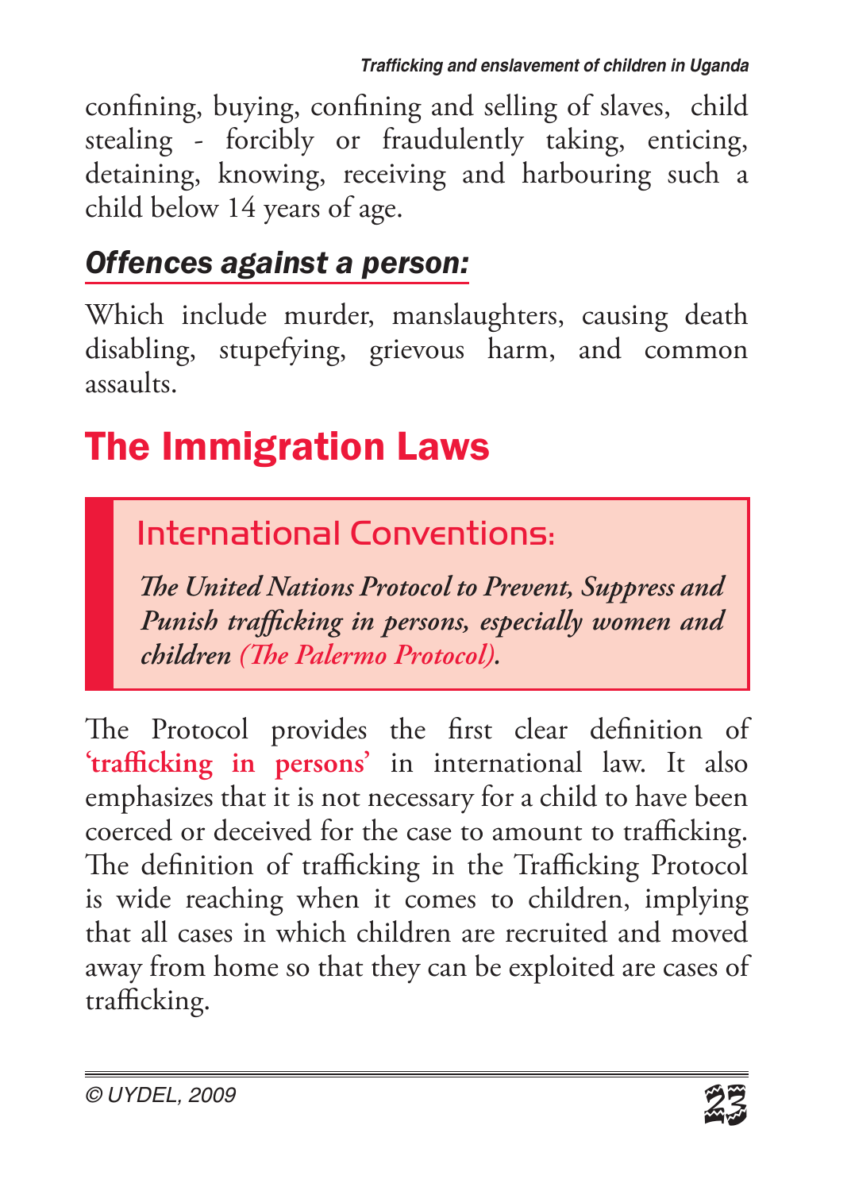confining, buying, confining and selling of slaves, child stealing - forcibly or fraudulently taking, enticing, detaining, knowing, receiving and harbouring such a child below 14 years of age.

### *Offences against a person:*

Which include murder, manslaughters, causing death disabling, stupefying, grievous harm, and common assaults.

## The Immigration Laws

> **International Conventions:**
>
> ***The United Nations Protocol to Prevent, Suppress and Punish trafficking in persons, especially women and children (The Palermo Protocol).***

The Protocol provides the first clear definition of **'trafficking in persons'** in international law. It also emphasizes that it is not necessary for a child to have been coerced or deceived for the case to amount to trafficking. The definition of trafficking in the Trafficking Protocol is wide reaching when it comes to children, implying that all cases in which children are recruited and moved away from home so that they can be exploited are cases of trafficking.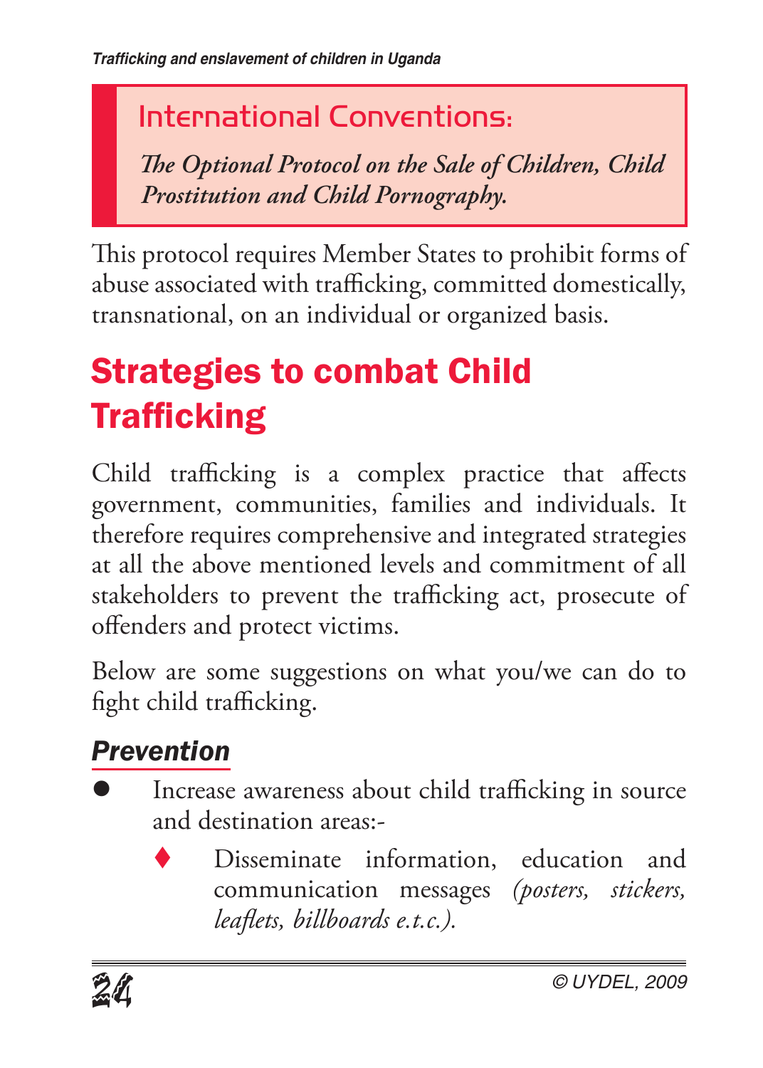## International Conventions:

*The Optional Protocol on the Sale of Children, Child Prostitution and Child Pornography.*

This protocol requires Member States to prohibit forms of abuse associated with trafficking, committed domestically, transnational, on an individual or organized basis.

# Strategies to combat Child Trafficking

Child trafficking is a complex practice that affects government, communities, families and individuals. It therefore requires comprehensive and integrated strategies at all the above mentioned levels and commitment of all stakeholders to prevent the trafficking act, prosecute of offenders and protect victims.

Below are some suggestions on what you/we can do to fight child trafficking.

### *Prevention*

- Increase awareness about child trafficking in source and destination areas:-
  - Disseminate information, education and communication messages *(posters, stickers, leaflets, billboards e.t.c.).*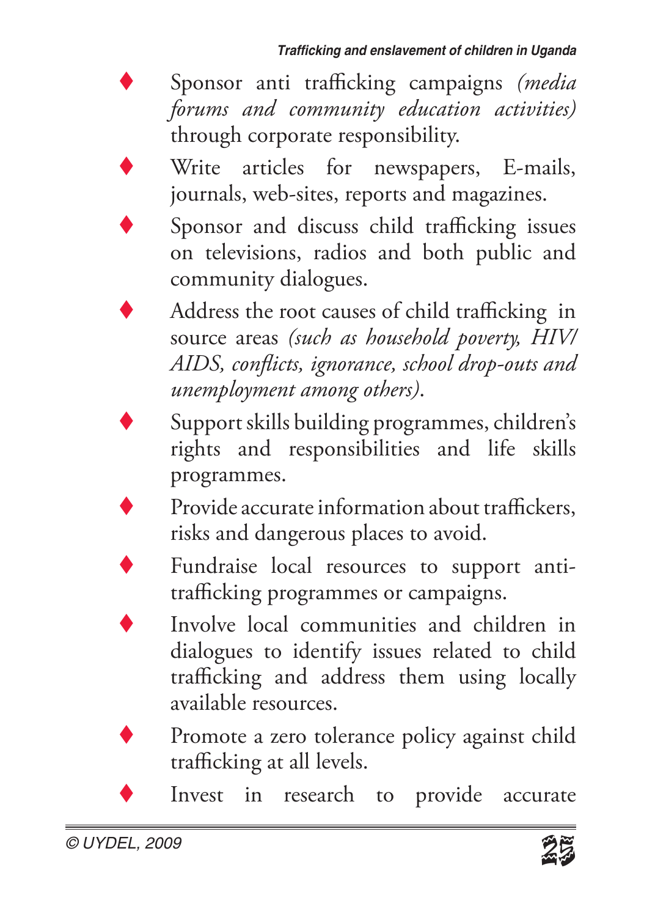- Sponsor anti trafficking campaigns *(media forums and community education activities)* through corporate responsibility.
- Write articles for newspapers, E-mails, journals, web-sites, reports and magazines.
- Sponsor and discuss child trafficking issues on televisions, radios and both public and community dialogues.
- Address the root causes of child trafficking in source areas *(such as household poverty, HIV/AIDS, conflicts, ignorance, school drop-outs and unemployment among others)*.
- Support skills building programmes, children's rights and responsibilities and life skills programmes.
- Provide accurate information about traffickers, risks and dangerous places to avoid.
- Fundraise local resources to support anti-trafficking programmes or campaigns.
- Involve local communities and children in dialogues to identify issues related to child trafficking and address them using locally available resources.
- Promote a zero tolerance policy against child trafficking at all levels.
- Invest in research to provide accurate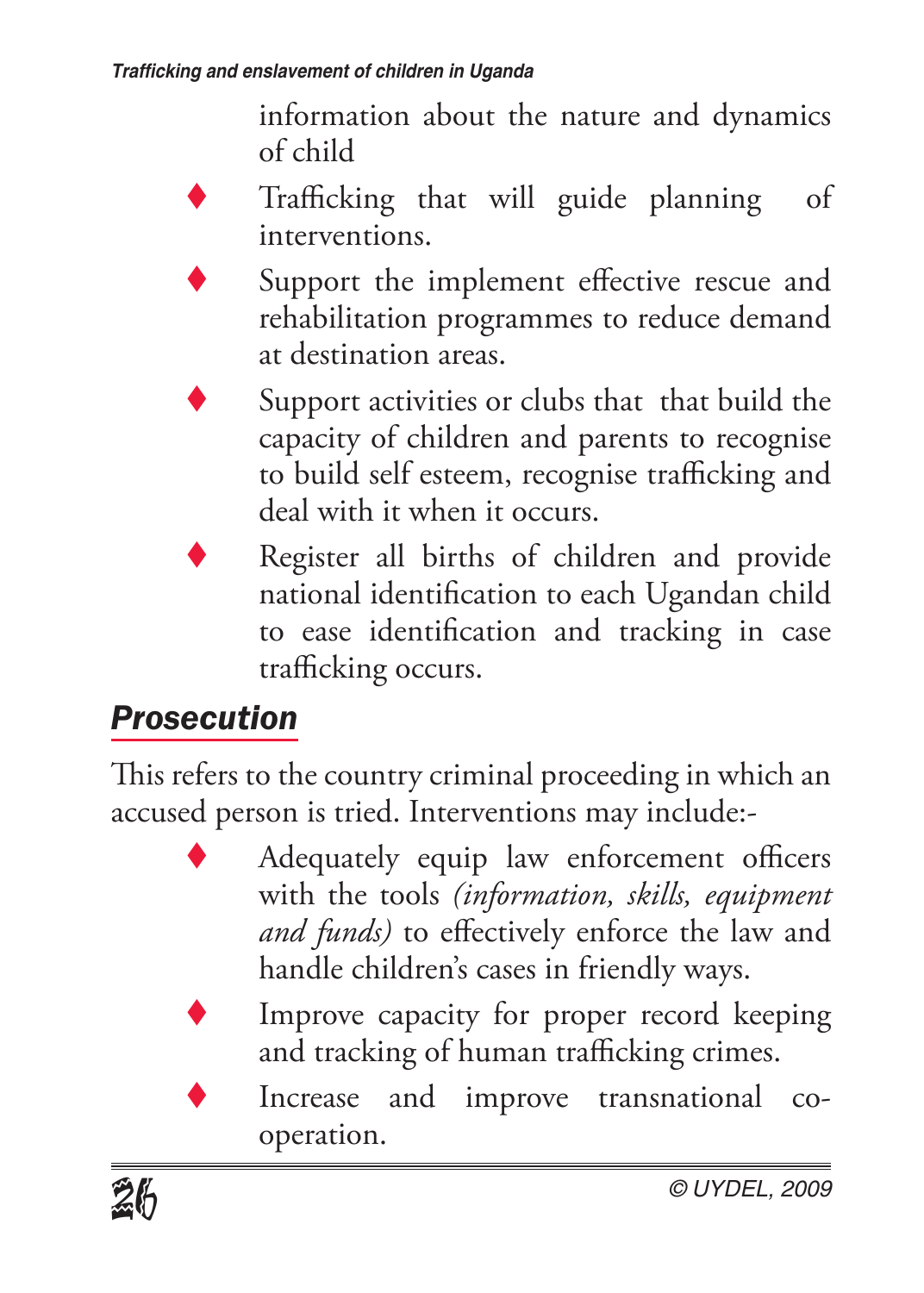information about the nature and dynamics of child

- Trafficking that will guide planning of interventions.
- Support the implement effective rescue and rehabilitation programmes to reduce demand at destination areas.
- Support activities or clubs that that build the capacity of children and parents to recognise to build self esteem, recognise trafficking and deal with it when it occurs.
- Register all births of children and provide national identification to each Ugandan child to ease identification and tracking in case trafficking occurs.

## *Prosecution*

This refers to the country criminal proceeding in which an accused person is tried. Interventions may include:-

- Adequately equip law enforcement officers with the tools *(information, skills, equipment and funds)* to effectively enforce the law and handle children's cases in friendly ways.
- Improve capacity for proper record keeping and tracking of human trafficking crimes.
- Increase and improve transnational co-operation.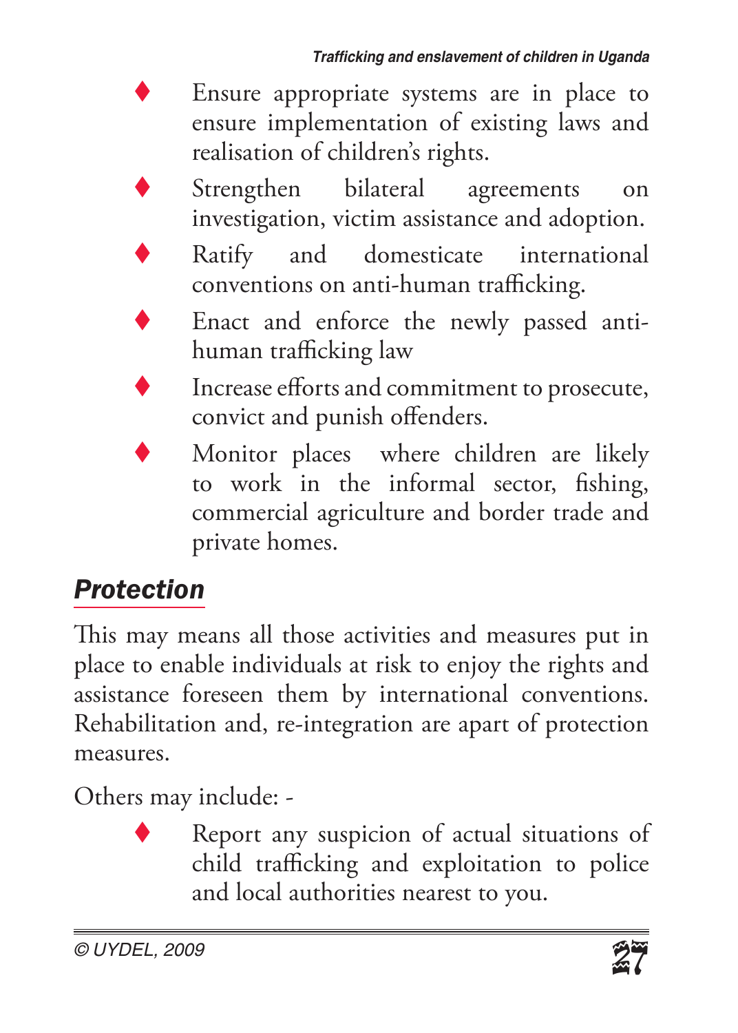- Ensure appropriate systems are in place to ensure implementation of existing laws and realisation of children's rights.
- Strengthen bilateral agreements on investigation, victim assistance and adoption.
- Ratify and domesticate international conventions on anti-human trafficking.
- Enact and enforce the newly passed anti-human trafficking law
- Increase efforts and commitment to prosecute, convict and punish offenders.
- Monitor places where children are likely to work in the informal sector, fishing, commercial agriculture and border trade and private homes.

## *Protection*

This may means all those activities and measures put in place to enable individuals at risk to enjoy the rights and assistance foreseen them by international conventions. Rehabilitation and, re-integration are apart of protection measures.

Others may include: -

- Report any suspicion of actual situations of child trafficking and exploitation to police and local authorities nearest to you.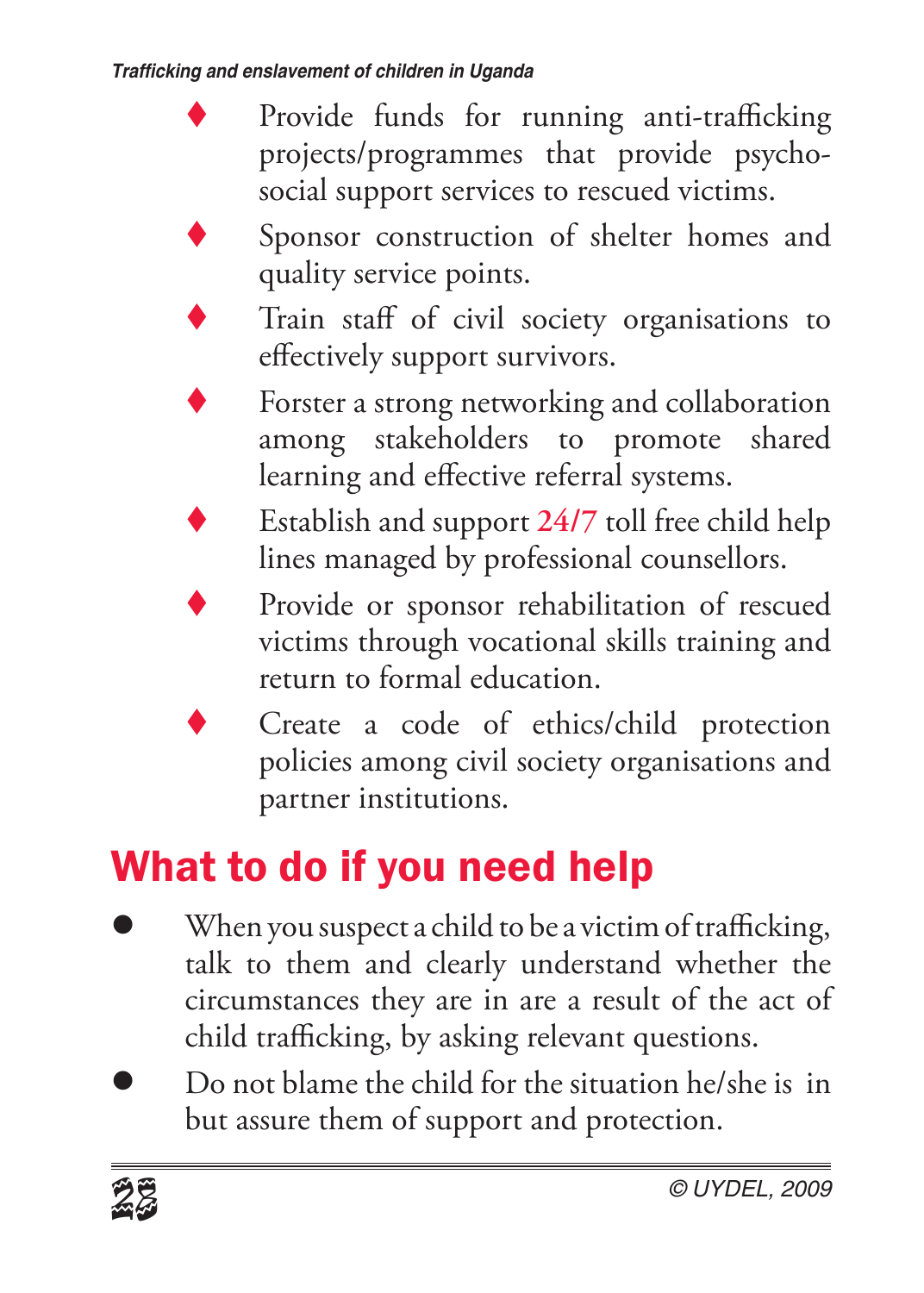- Provide funds for running anti-trafficking projects/programmes that provide psycho-social support services to rescued victims.
- Sponsor construction of shelter homes and quality service points.
- Train staff of civil society organisations to effectively support survivors.
- Forster a strong networking and collaboration among stakeholders to promote shared learning and effective referral systems.
- Establish and support 24/7 toll free child help lines managed by professional counsellors.
- Provide or sponsor rehabilitation of rescued victims through vocational skills training and return to formal education.
- Create a code of ethics/child protection policies among civil society organisations and partner institutions.

## What to do if you need help

- When you suspect a child to be a victim of trafficking, talk to them and clearly understand whether the circumstances they are in are a result of the act of child trafficking, by asking relevant questions.
- Do not blame the child for the situation he/she is in but assure them of support and protection.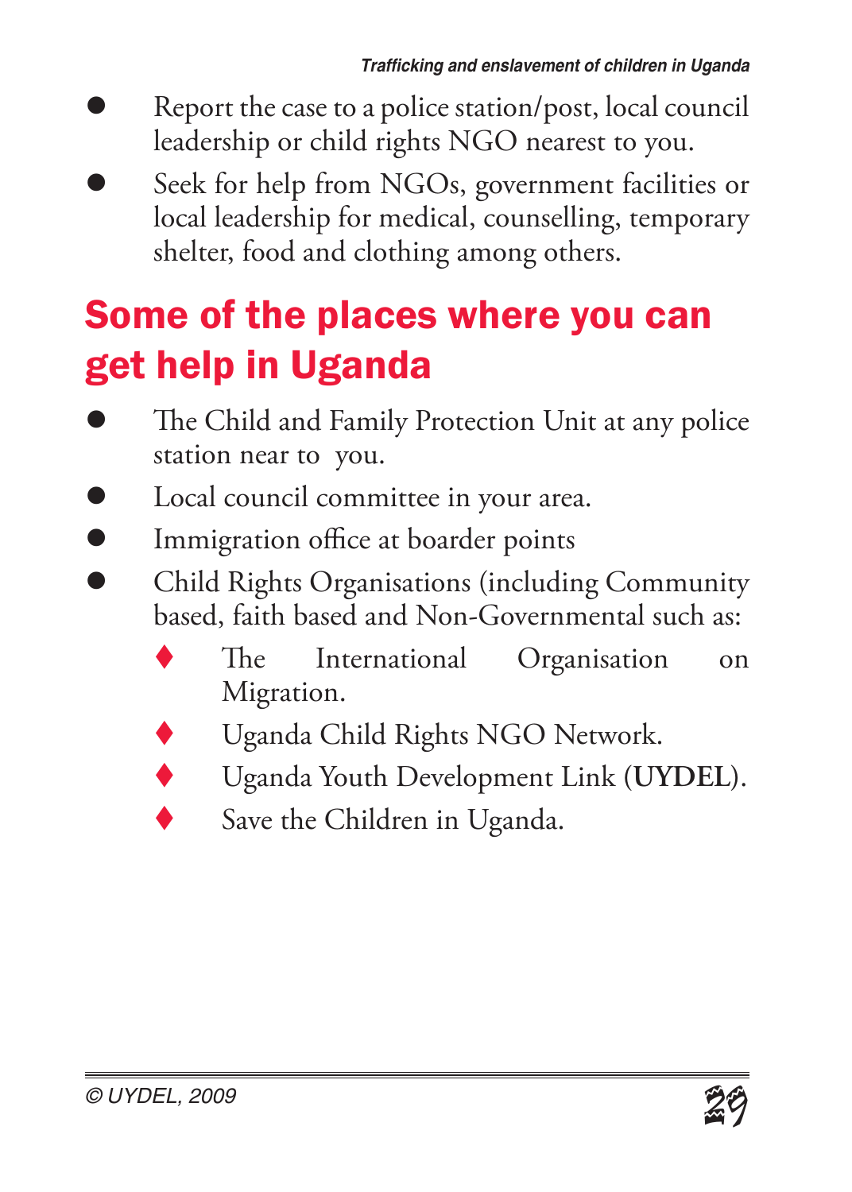- Report the case to a police station/post, local council leadership or child rights NGO nearest to you.
- Seek for help from NGOs, government facilities or local leadership for medical, counselling, temporary shelter, food and clothing among others.

## Some of the places where you can get help in Uganda

- The Child and Family Protection Unit at any police station near to you.
- Local council committee in your area.
- Immigration office at boarder points
- Child Rights Organisations (including Community based, faith based and Non-Governmental such as:
  - The International Organisation on Migration.
  - Uganda Child Rights NGO Network.
  - Uganda Youth Development Link (**UYDEL**).
  - Save the Children in Uganda.

© UYDEL, 2009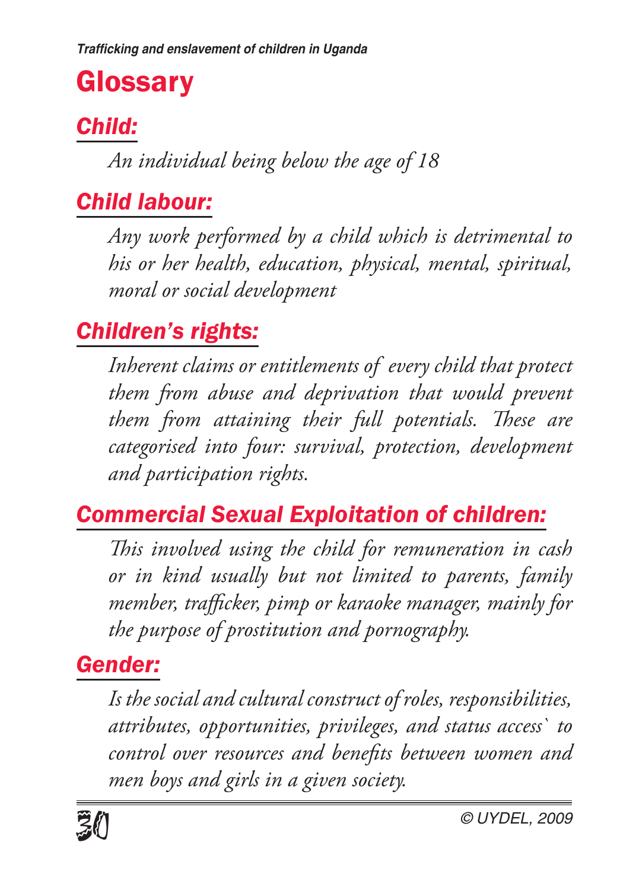# Glossary

## *Child:*

*An individual being below the age of 18*

## *Child labour:*

*Any work performed by a child which is detrimental to his or her health, education, physical, mental, spiritual, moral or social development*

## *Children's rights:*

*Inherent claims or entitlements of every child that protect them from abuse and deprivation that would prevent them from attaining their full potentials. These are categorised into four: survival, protection, development and participation rights.*

## *Commercial Sexual Exploitation of children:*

*This involved using the child for remuneration in cash or in kind usually but not limited to parents, family member, trafficker, pimp or karaoke manager, mainly for the purpose of prostitution and pornography.*

## *Gender:*

*Is the social and cultural construct of roles, responsibilities, attributes, opportunities, privileges, and status access` to control over resources and benefits between women and men boys and girls in a given society.*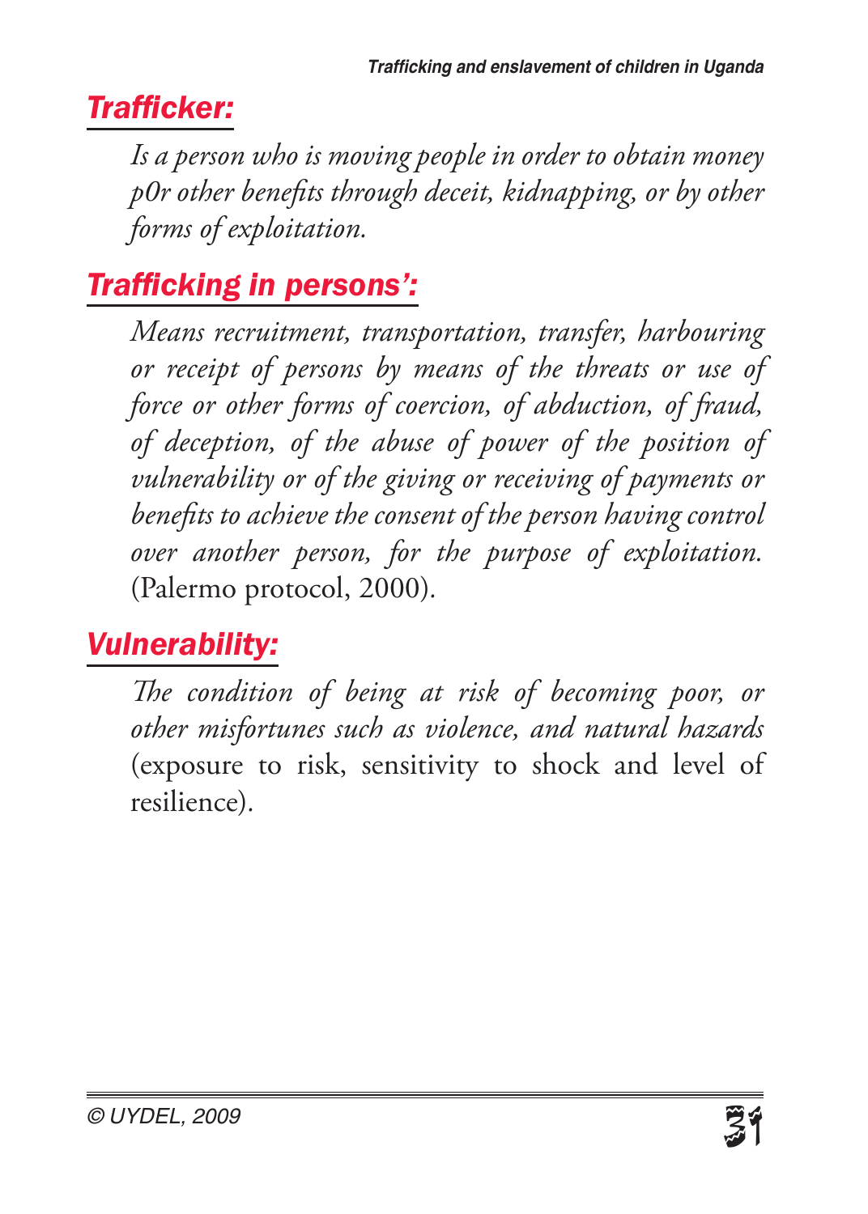## *Trafficker:*

*Is a person who is moving people in order to obtain money p0r other benefits through deceit, kidnapping, or by other forms of exploitation.*

## *Trafficking in persons':*

*Means recruitment, transportation, transfer, harbouring or receipt of persons by means of the threats or use of force or other forms of coercion, of abduction, of fraud, of deception, of the abuse of power of the position of vulnerability or of the giving or receiving of payments or benefits to achieve the consent of the person having control over another person, for the purpose of exploitation.* (Palermo protocol, 2000).

## *Vulnerability:*

*The condition of being at risk of becoming poor, or other misfortunes such as violence, and natural hazards* (exposure to risk, sensitivity to shock and level of resilience).

© UYDEL, 2009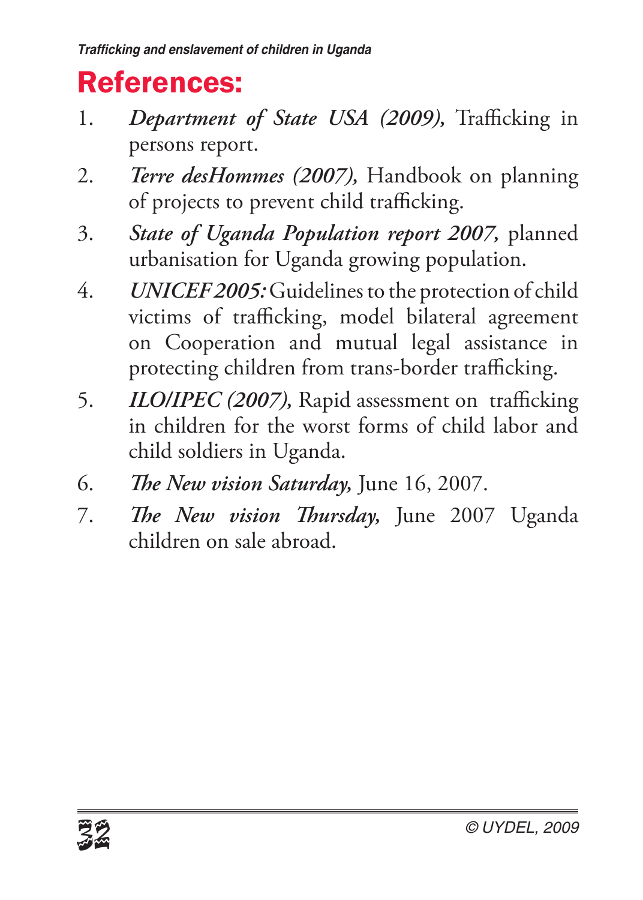# References:

1. *Department of State USA (2009),* Trafficking in persons report.
2. *Terre desHommes (2007),* Handbook on planning of projects to prevent child trafficking.
3. *State of Uganda Population report 2007,* planned urbanisation for Uganda growing population.
4. ***UNICEF 2005:*** Guidelines to the protection of child victims of trafficking, model bilateral agreement on Cooperation and mutual legal assistance in protecting children from trans-border trafficking.
5. *ILO/IPEC (2007),* Rapid assessment on trafficking in children for the worst forms of child labor and child soldiers in Uganda.
6. *The New vision Saturday,* June 16, 2007.
7. *The New vision Thursday,* June 2007 Uganda children on sale abroad.

© UYDEL, 2009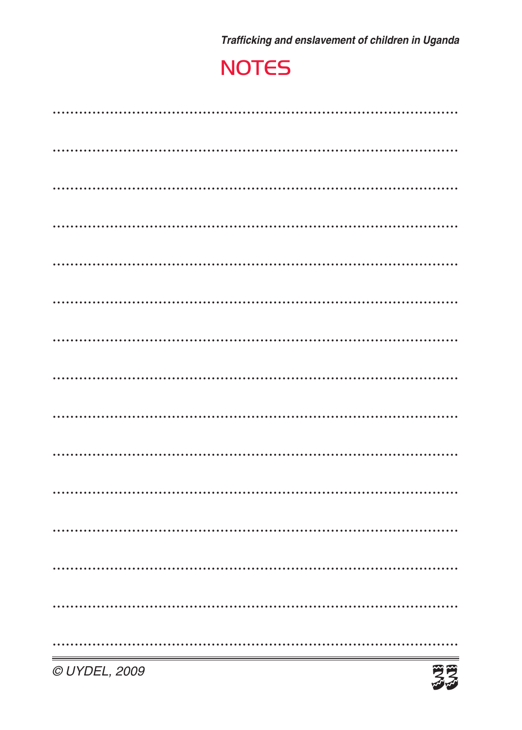# NOTES

..........................................................................................

..........................................................................................

..........................................................................................

..........................................................................................

..........................................................................................

..........................................................................................

..........................................................................................

..........................................................................................

..........................................................................................

..........................................................................................

..........................................................................................

..........................................................................................

..........................................................................................

..........................................................................................

..........................................................................................

© UYDEL, 2009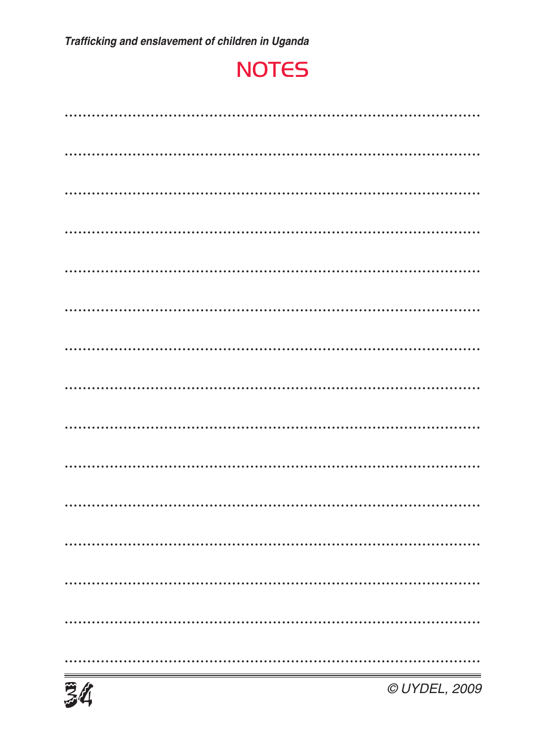# NOTES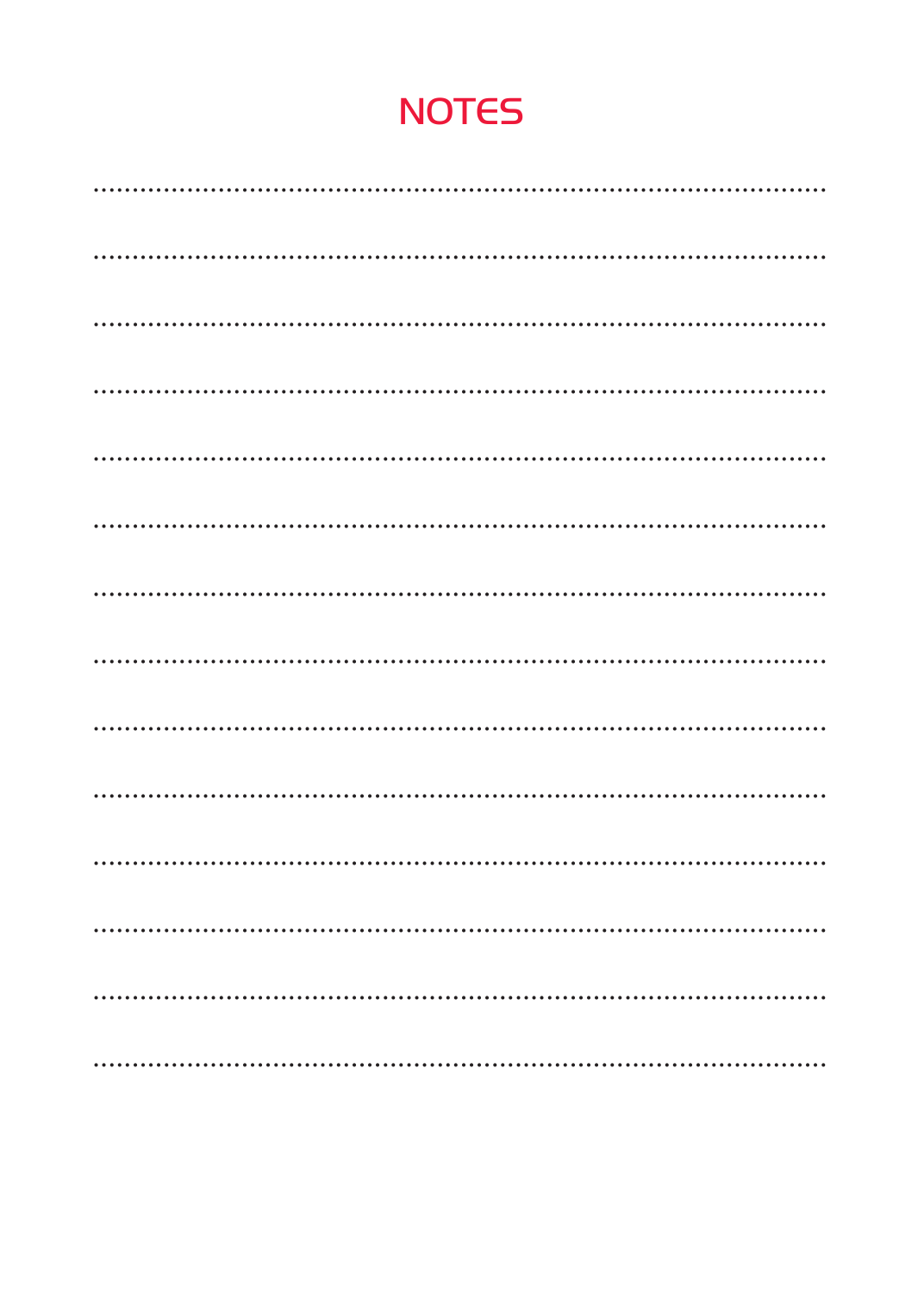# NOTES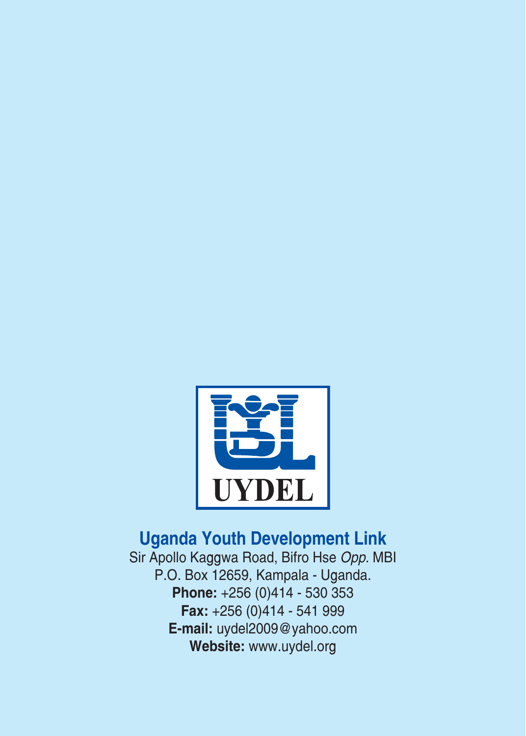UYDEL

**Uganda Youth Development Link**

Sir Apollo Kaggwa Road, Bifro Hse *Opp.* MBI
P.O. Box 12659, Kampala - Uganda.
**Phone:** +256 (0)414 - 530 353
**Fax:** +256 (0)414 - 541 999
**E-mail:** uydel2009@yahoo.com
**Website:** www.uydel.org